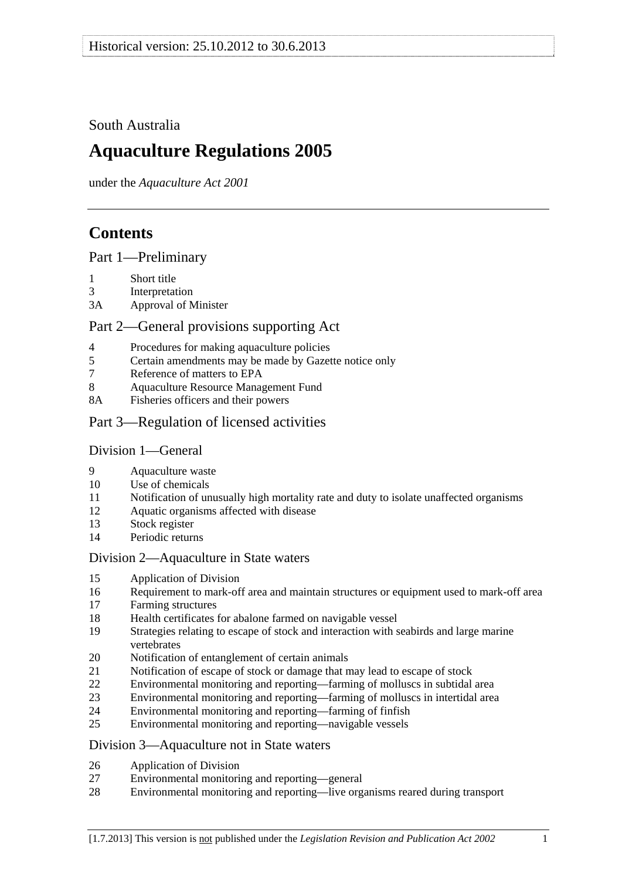South Australia

# Aquaculture Regulations 2005

under the *Aquaculture Act 2001*

## Contents

### Part 1—Preliminary

1 Short title
3 Interpretation
3A Approval of Minister

### Part 2—General provisions supporting Act

4 Procedures for making aquaculture policies
5 Certain amendments may be made by Gazette notice only
7 Reference of matters to EPA
8 Aquaculture Resource Management Fund
8A Fisheries officers and their powers

### Part 3—Regulation of licensed activities

#### Division 1—General

9 Aquaculture waste
10 Use of chemicals
11 Notification of unusually high mortality rate and duty to isolate unaffected organisms
12 Aquatic organisms affected with disease
13 Stock register
14 Periodic returns

#### Division 2—Aquaculture in State waters

15 Application of Division
16 Requirement to mark-off area and maintain structures or equipment used to mark-off area
17 Farming structures
18 Health certificates for abalone farmed on navigable vessel
19 Strategies relating to escape of stock and interaction with seabirds and large marine vertebrates
20 Notification of entanglement of certain animals
21 Notification of escape of stock or damage that may lead to escape of stock
22 Environmental monitoring and reporting—farming of molluscs in subtidal area
23 Environmental monitoring and reporting—farming of molluscs in intertidal area
24 Environmental monitoring and reporting—farming of finfish
25 Environmental monitoring and reporting—navigable vessels

#### Division 3—Aquaculture not in State waters

26 Application of Division
27 Environmental monitoring and reporting—general
28 Environmental monitoring and reporting—live organisms reared during transport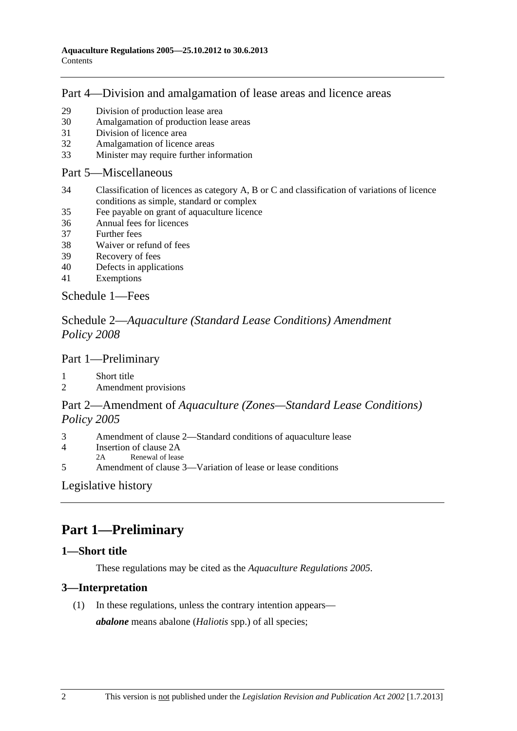## Part 4—Division and amalgamation of lease areas and licence areas

29 Division of production lease area
30 Amalgamation of production lease areas
31 Division of licence area
32 Amalgamation of licence areas
33 Minister may require further information

## Part 5—Miscellaneous

34 Classification of licences as category A, B or C and classification of variations of licence conditions as simple, standard or complex
35 Fee payable on grant of aquaculture licence
36 Annual fees for licences
37 Further fees
38 Waiver or refund of fees
39 Recovery of fees
40 Defects in applications
41 Exemptions

## Schedule 1—Fees

## Schedule 2—*Aquaculture (Standard Lease Conditions) Amendment Policy 2008*

## Part 1—Preliminary

1 Short title
2 Amendment provisions

## Part 2—Amendment of *Aquaculture (Zones—Standard Lease Conditions) Policy 2005*

3 Amendment of clause 2—Standard conditions of aquaculture lease
4 Insertion of clause 2A
 2A Renewal of lease
5 Amendment of clause 3—Variation of lease or lease conditions

## Legislative history

# Part 1—Preliminary

### 1—Short title

These regulations may be cited as the *Aquaculture Regulations 2005*.

### 3—Interpretation

(1) In these regulations, unless the contrary intention appears—

***abalone*** means abalone (*Haliotis* spp.) of all species;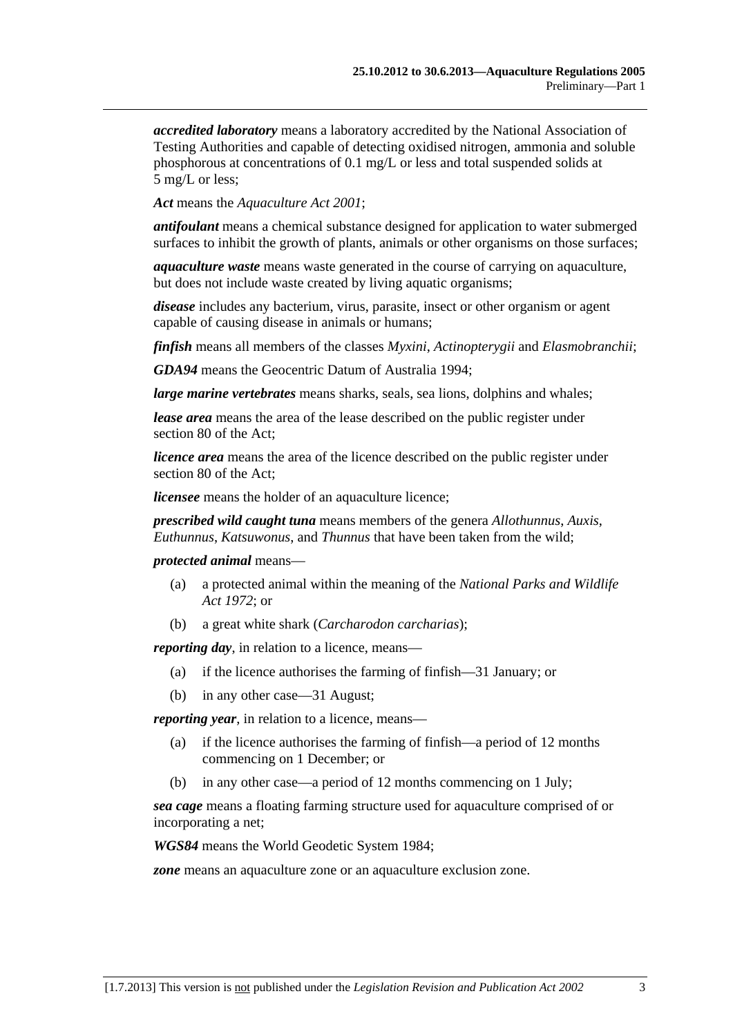***accredited laboratory*** means a laboratory accredited by the National Association of Testing Authorities and capable of detecting oxidised nitrogen, ammonia and soluble phosphorous at concentrations of 0.1 mg/L or less and total suspended solids at 5 mg/L or less;

***Act*** means the *Aquaculture Act 2001*;

***antifoulant*** means a chemical substance designed for application to water submerged surfaces to inhibit the growth of plants, animals or other organisms on those surfaces;

***aquaculture waste*** means waste generated in the course of carrying on aquaculture, but does not include waste created by living aquatic organisms;

***disease*** includes any bacterium, virus, parasite, insect or other organism or agent capable of causing disease in animals or humans;

***finfish*** means all members of the classes *Myxini*, *Actinopterygii* and *Elasmobranchii*;

***GDA94*** means the Geocentric Datum of Australia 1994;

***large marine vertebrates*** means sharks, seals, sea lions, dolphins and whales;

***lease area*** means the area of the lease described on the public register under section 80 of the Act;

***licence area*** means the area of the licence described on the public register under section 80 of the Act;

***licensee*** means the holder of an aquaculture licence;

***prescribed wild caught tuna*** means members of the genera *Allothunnus*, *Auxis*, *Euthunnus*, *Katsuwonus*, and *Thunnus* that have been taken from the wild;

***protected animal*** means—

(a) a protected animal within the meaning of the *National Parks and Wildlife Act 1972*; or

(b) a great white shark (*Carcharodon carcharias*);

***reporting day***, in relation to a licence, means—

(a) if the licence authorises the farming of finfish—31 January; or

(b) in any other case—31 August;

***reporting year***, in relation to a licence, means—

(a) if the licence authorises the farming of finfish—a period of 12 months commencing on 1 December; or

(b) in any other case—a period of 12 months commencing on 1 July;

***sea cage*** means a floating farming structure used for aquaculture comprised of or incorporating a net;

***WGS84*** means the World Geodetic System 1984;

***zone*** means an aquaculture zone or an aquaculture exclusion zone.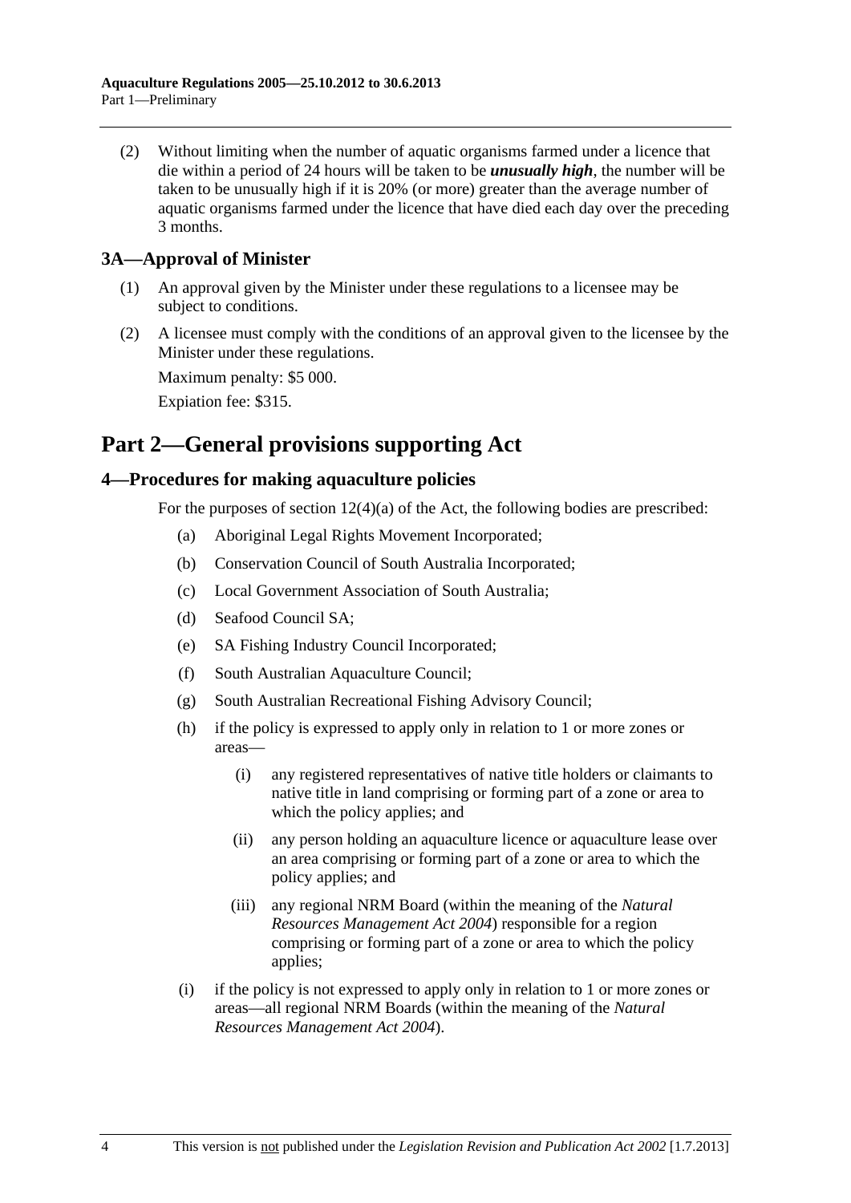(2) Without limiting when the number of aquatic organisms farmed under a licence that die within a period of 24 hours will be taken to be ***unusually high***, the number will be taken to be unusually high if it is 20% (or more) greater than the average number of aquatic organisms farmed under the licence that have died each day over the preceding 3 months.

### 3A—Approval of Minister

(1) An approval given by the Minister under these regulations to a licensee may be subject to conditions.

(2) A licensee must comply with the conditions of an approval given to the licensee by the Minister under these regulations.

Maximum penalty: $5 000.

Expiation fee: $315.

## Part 2—General provisions supporting Act

### 4—Procedures for making aquaculture policies

For the purposes of section 12(4)(a) of the Act, the following bodies are prescribed:

(a) Aboriginal Legal Rights Movement Incorporated;

(b) Conservation Council of South Australia Incorporated;

(c) Local Government Association of South Australia;

(d) Seafood Council SA;

(e) SA Fishing Industry Council Incorporated;

(f) South Australian Aquaculture Council;

(g) South Australian Recreational Fishing Advisory Council;

(h) if the policy is expressed to apply only in relation to 1 or more zones or areas—

(i) any registered representatives of native title holders or claimants to native title in land comprising or forming part of a zone or area to which the policy applies; and

(ii) any person holding an aquaculture licence or aquaculture lease over an area comprising or forming part of a zone or area to which the policy applies; and

(iii) any regional NRM Board (within the meaning of the *Natural Resources Management Act 2004*) responsible for a region comprising or forming part of a zone or area to which the policy applies;

(i) if the policy is not expressed to apply only in relation to 1 or more zones or areas—all regional NRM Boards (within the meaning of the *Natural Resources Management Act 2004*).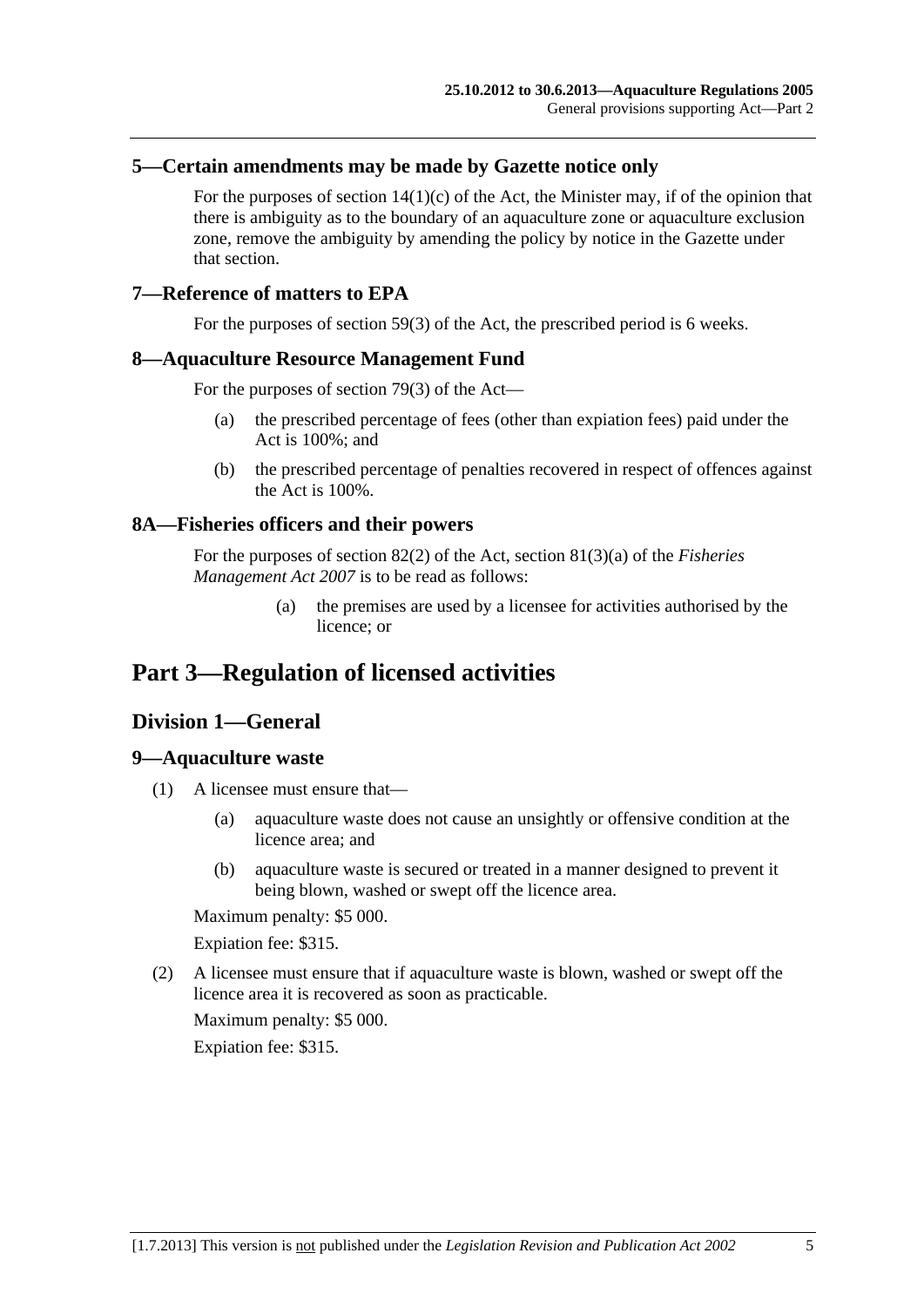### 5—Certain amendments may be made by Gazette notice only

For the purposes of section 14(1)(c) of the Act, the Minister may, if of the opinion that there is ambiguity as to the boundary of an aquaculture zone or aquaculture exclusion zone, remove the ambiguity by amending the policy by notice in the Gazette under that section.

### 7—Reference of matters to EPA

For the purposes of section 59(3) of the Act, the prescribed period is 6 weeks.

### 8—Aquaculture Resource Management Fund

For the purposes of section 79(3) of the Act—

(a) the prescribed percentage of fees (other than expiation fees) paid under the Act is 100%; and

(b) the prescribed percentage of penalties recovered in respect of offences against the Act is 100%.

### 8A—Fisheries officers and their powers

For the purposes of section 82(2) of the Act, section 81(3)(a) of the *Fisheries Management Act 2007* is to be read as follows:

> (a) the premises are used by a licensee for activities authorised by the licence; or

# Part 3—Regulation of licensed activities

## Division 1—General

### 9—Aquaculture waste

(1) A licensee must ensure that—

(a) aquaculture waste does not cause an unsightly or offensive condition at the licence area; and

(b) aquaculture waste is secured or treated in a manner designed to prevent it being blown, washed or swept off the licence area.

Maximum penalty: $5 000.

Expiation fee: $315.

(2) A licensee must ensure that if aquaculture waste is blown, washed or swept off the licence area it is recovered as soon as practicable.

Maximum penalty: $5 000.

Expiation fee: $315.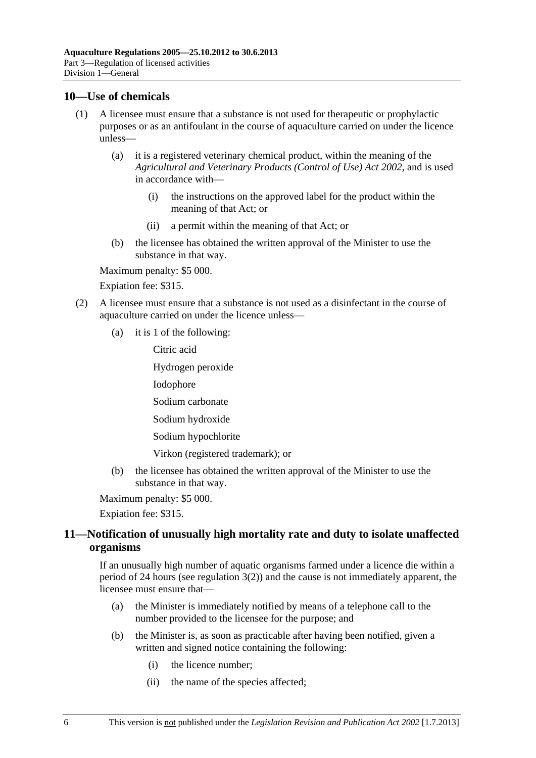## 10—Use of chemicals

(1) A licensee must ensure that a substance is not used for therapeutic or prophylactic purposes or as an antifoulant in the course of aquaculture carried on under the licence unless—

(a) it is a registered veterinary chemical product, within the meaning of the *Agricultural and Veterinary Products (Control of Use) Act 2002*, and is used in accordance with—

(i) the instructions on the approved label for the product within the meaning of that Act; or

(ii) a permit within the meaning of that Act; or

(b) the licensee has obtained the written approval of the Minister to use the substance in that way.

Maximum penalty: $5 000.

Expiation fee: $315.

(2) A licensee must ensure that a substance is not used as a disinfectant in the course of aquaculture carried on under the licence unless—

(a) it is 1 of the following:

Citric acid

Hydrogen peroxide

Iodophore

Sodium carbonate

Sodium hydroxide

Sodium hypochlorite

Virkon (registered trademark); or

(b) the licensee has obtained the written approval of the Minister to use the substance in that way.

Maximum penalty: $5 000.

Expiation fee: $315.

## 11—Notification of unusually high mortality rate and duty to isolate unaffected organisms

If an unusually high number of aquatic organisms farmed under a licence die within a period of 24 hours (see regulation 3(2)) and the cause is not immediately apparent, the licensee must ensure that—

(a) the Minister is immediately notified by means of a telephone call to the number provided to the licensee for the purpose; and

(b) the Minister is, as soon as practicable after having been notified, given a written and signed notice containing the following:

(i) the licence number;

(ii) the name of the species affected;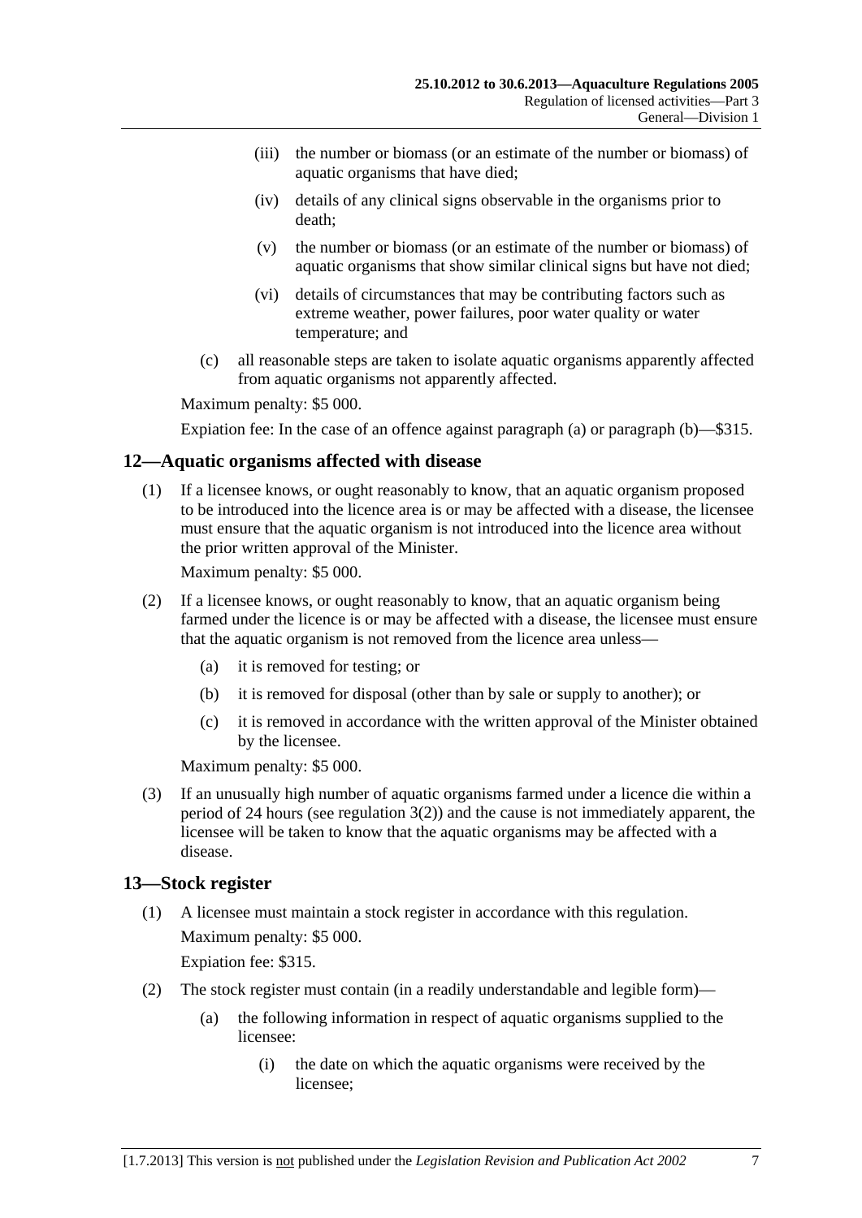(iii) the number or biomass (or an estimate of the number or biomass) of aquatic organisms that have died;

(iv) details of any clinical signs observable in the organisms prior to death;

(v) the number or biomass (or an estimate of the number or biomass) of aquatic organisms that show similar clinical signs but have not died;

(vi) details of circumstances that may be contributing factors such as extreme weather, power failures, poor water quality or water temperature; and

(c) all reasonable steps are taken to isolate aquatic organisms apparently affected from aquatic organisms not apparently affected.

Maximum penalty: $5 000.

Expiation fee: In the case of an offence against paragraph (a) or paragraph (b)—$315.

## 12—Aquatic organisms affected with disease

(1) If a licensee knows, or ought reasonably to know, that an aquatic organism proposed to be introduced into the licence area is or may be affected with a disease, the licensee must ensure that the aquatic organism is not introduced into the licence area without the prior written approval of the Minister.

Maximum penalty: $5 000.

(2) If a licensee knows, or ought reasonably to know, that an aquatic organism being farmed under the licence is or may be affected with a disease, the licensee must ensure that the aquatic organism is not removed from the licence area unless—

(a) it is removed for testing; or

(b) it is removed for disposal (other than by sale or supply to another); or

(c) it is removed in accordance with the written approval of the Minister obtained by the licensee.

Maximum penalty: $5 000.

(3) If an unusually high number of aquatic organisms farmed under a licence die within a period of 24 hours (see regulation 3(2)) and the cause is not immediately apparent, the licensee will be taken to know that the aquatic organisms may be affected with a disease.

## 13—Stock register

(1) A licensee must maintain a stock register in accordance with this regulation.

Maximum penalty: $5 000.

Expiation fee: $315.

(2) The stock register must contain (in a readily understandable and legible form)—

(a) the following information in respect of aquatic organisms supplied to the licensee:

(i) the date on which the aquatic organisms were received by the licensee;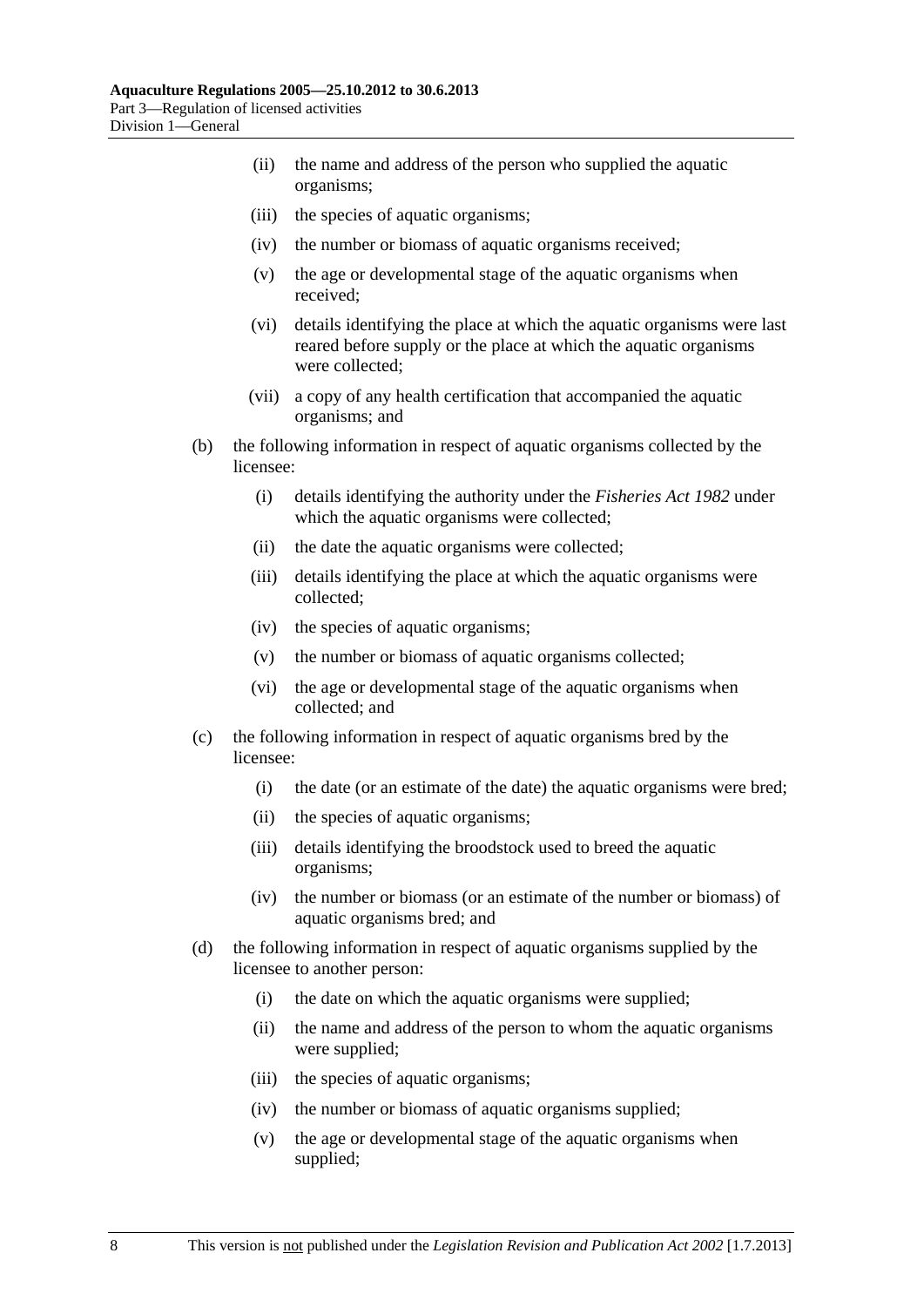(ii) the name and address of the person who supplied the aquatic organisms;

(iii) the species of aquatic organisms;

(iv) the number or biomass of aquatic organisms received;

(v) the age or developmental stage of the aquatic organisms when received;

(vi) details identifying the place at which the aquatic organisms were last reared before supply or the place at which the aquatic organisms were collected;

(vii) a copy of any health certification that accompanied the aquatic organisms; and

(b) the following information in respect of aquatic organisms collected by the licensee:

(i) details identifying the authority under the *Fisheries Act 1982* under which the aquatic organisms were collected;

(ii) the date the aquatic organisms were collected;

(iii) details identifying the place at which the aquatic organisms were collected;

(iv) the species of aquatic organisms;

(v) the number or biomass of aquatic organisms collected;

(vi) the age or developmental stage of the aquatic organisms when collected; and

(c) the following information in respect of aquatic organisms bred by the licensee:

(i) the date (or an estimate of the date) the aquatic organisms were bred;

(ii) the species of aquatic organisms;

(iii) details identifying the broodstock used to breed the aquatic organisms;

(iv) the number or biomass (or an estimate of the number or biomass) of aquatic organisms bred; and

(d) the following information in respect of aquatic organisms supplied by the licensee to another person:

(i) the date on which the aquatic organisms were supplied;

(ii) the name and address of the person to whom the aquatic organisms were supplied;

(iii) the species of aquatic organisms;

(iv) the number or biomass of aquatic organisms supplied;

(v) the age or developmental stage of the aquatic organisms when supplied;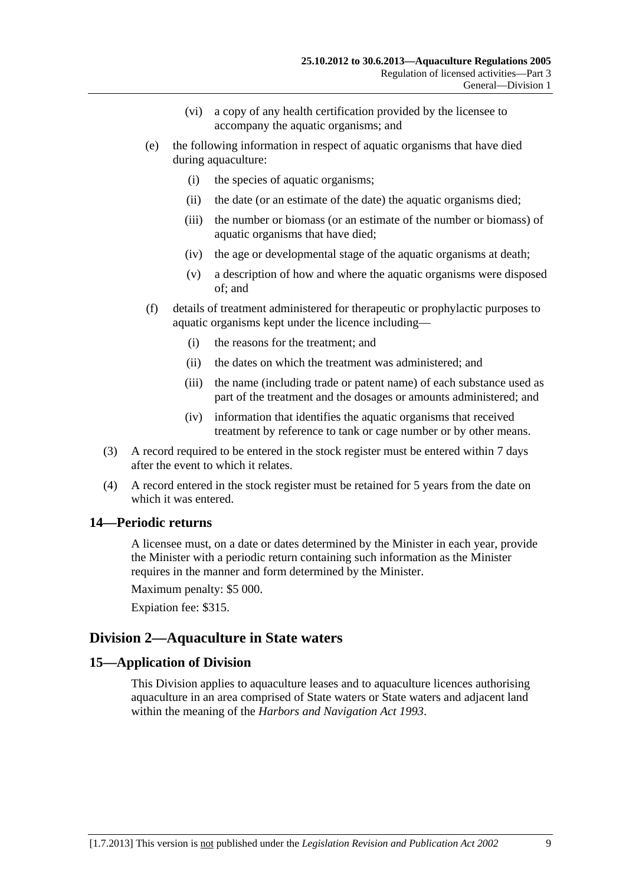(vi) a copy of any health certification provided by the licensee to accompany the aquatic organisms; and

(e) the following information in respect of aquatic organisms that have died during aquaculture:

(i) the species of aquatic organisms;

(ii) the date (or an estimate of the date) the aquatic organisms died;

(iii) the number or biomass (or an estimate of the number or biomass) of aquatic organisms that have died;

(iv) the age or developmental stage of the aquatic organisms at death;

(v) a description of how and where the aquatic organisms were disposed of; and

(f) details of treatment administered for therapeutic or prophylactic purposes to aquatic organisms kept under the licence including—

(i) the reasons for the treatment; and

(ii) the dates on which the treatment was administered; and

(iii) the name (including trade or patent name) of each substance used as part of the treatment and the dosages or amounts administered; and

(iv) information that identifies the aquatic organisms that received treatment by reference to tank or cage number or by other means.

(3) A record required to be entered in the stock register must be entered within 7 days after the event to which it relates.

(4) A record entered in the stock register must be retained for 5 years from the date on which it was entered.

### 14—Periodic returns

A licensee must, on a date or dates determined by the Minister in each year, provide the Minister with a periodic return containing such information as the Minister requires in the manner and form determined by the Minister.

Maximum penalty: $5 000.

Expiation fee: $315.

## Division 2—Aquaculture in State waters

### 15—Application of Division

This Division applies to aquaculture leases and to aquaculture licences authorising aquaculture in an area comprised of State waters or State waters and adjacent land within the meaning of the *Harbors and Navigation Act 1993*.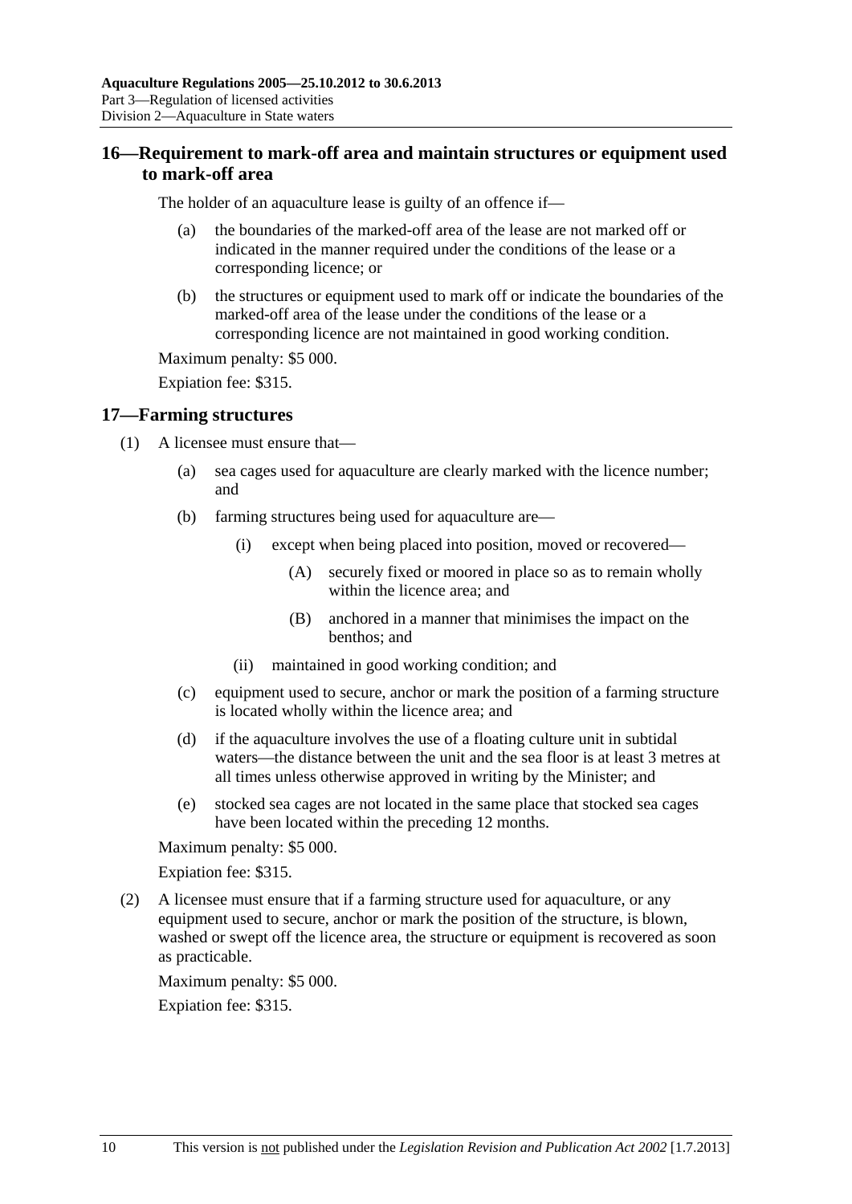## 16—Requirement to mark-off area and maintain structures or equipment used to mark-off area

The holder of an aquaculture lease is guilty of an offence if—

(a) the boundaries of the marked-off area of the lease are not marked off or indicated in the manner required under the conditions of the lease or a corresponding licence; or

(b) the structures or equipment used to mark off or indicate the boundaries of the marked-off area of the lease under the conditions of the lease or a corresponding licence are not maintained in good working condition.

Maximum penalty: $5 000.

Expiation fee: $315.

## 17—Farming structures

(1) A licensee must ensure that—

(a) sea cages used for aquaculture are clearly marked with the licence number; and

(b) farming structures being used for aquaculture are—

(i) except when being placed into position, moved or recovered—

(A) securely fixed or moored in place so as to remain wholly within the licence area; and

(B) anchored in a manner that minimises the impact on the benthos; and

(ii) maintained in good working condition; and

(c) equipment used to secure, anchor or mark the position of a farming structure is located wholly within the licence area; and

(d) if the aquaculture involves the use of a floating culture unit in subtidal waters—the distance between the unit and the sea floor is at least 3 metres at all times unless otherwise approved in writing by the Minister; and

(e) stocked sea cages are not located in the same place that stocked sea cages have been located within the preceding 12 months.

Maximum penalty: $5 000.

Expiation fee: $315.

(2) A licensee must ensure that if a farming structure used for aquaculture, or any equipment used to secure, anchor or mark the position of the structure, is blown, washed or swept off the licence area, the structure or equipment is recovered as soon as practicable.

Maximum penalty: $5 000.

Expiation fee: $315.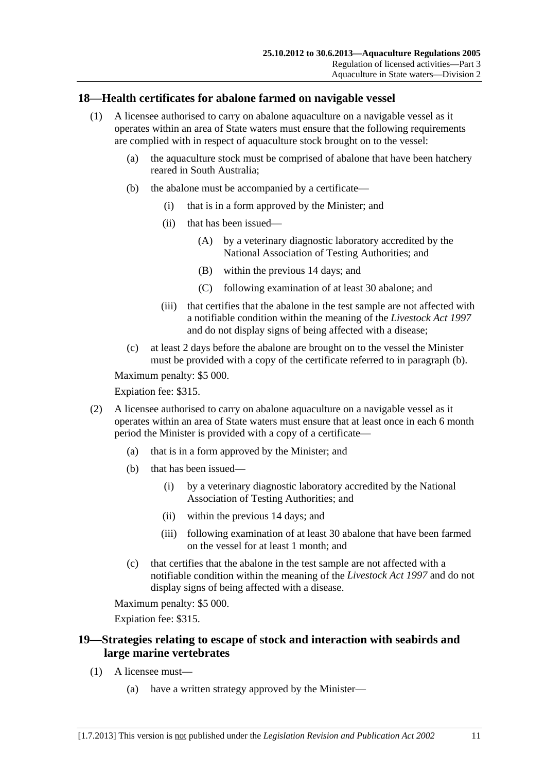## 18—Health certificates for abalone farmed on navigable vessel

(1) A licensee authorised to carry on abalone aquaculture on a navigable vessel as it operates within an area of State waters must ensure that the following requirements are complied with in respect of aquaculture stock brought on to the vessel:

- (a) the aquaculture stock must be comprised of abalone that have been hatchery reared in South Australia;
- (b) the abalone must be accompanied by a certificate—
  - (i) that is in a form approved by the Minister; and
  - (ii) that has been issued—
    - (A) by a veterinary diagnostic laboratory accredited by the National Association of Testing Authorities; and
    - (B) within the previous 14 days; and
    - (C) following examination of at least 30 abalone; and
  - (iii) that certifies that the abalone in the test sample are not affected with a notifiable condition within the meaning of the *Livestock Act 1997* and do not display signs of being affected with a disease;
- (c) at least 2 days before the abalone are brought on to the vessel the Minister must be provided with a copy of the certificate referred to in paragraph (b).

Maximum penalty: $5 000.

Expiation fee: $315.

(2) A licensee authorised to carry on abalone aquaculture on a navigable vessel as it operates within an area of State waters must ensure that at least once in each 6 month period the Minister is provided with a copy of a certificate—

- (a) that is in a form approved by the Minister; and
- (b) that has been issued—
  - (i) by a veterinary diagnostic laboratory accredited by the National Association of Testing Authorities; and
  - (ii) within the previous 14 days; and
  - (iii) following examination of at least 30 abalone that have been farmed on the vessel for at least 1 month; and
- (c) that certifies that the abalone in the test sample are not affected with a notifiable condition within the meaning of the *Livestock Act 1997* and do not display signs of being affected with a disease.

Maximum penalty: $5 000.

Expiation fee: $315.

## 19—Strategies relating to escape of stock and interaction with seabirds and large marine vertebrates

(1) A licensee must—

- (a) have a written strategy approved by the Minister—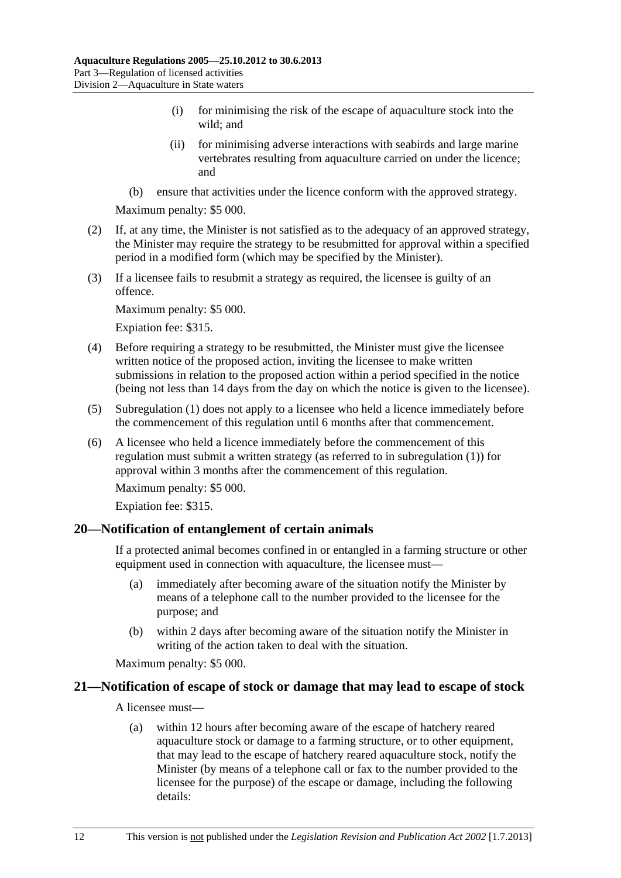(i) for minimising the risk of the escape of aquaculture stock into the wild; and

(ii) for minimising adverse interactions with seabirds and large marine vertebrates resulting from aquaculture carried on under the licence; and

(b) ensure that activities under the licence conform with the approved strategy.

Maximum penalty: $5 000.

(2) If, at any time, the Minister is not satisfied as to the adequacy of an approved strategy, the Minister may require the strategy to be resubmitted for approval within a specified period in a modified form (which may be specified by the Minister).

(3) If a licensee fails to resubmit a strategy as required, the licensee is guilty of an offence.

Maximum penalty: $5 000.

Expiation fee: $315.

(4) Before requiring a strategy to be resubmitted, the Minister must give the licensee written notice of the proposed action, inviting the licensee to make written submissions in relation to the proposed action within a period specified in the notice (being not less than 14 days from the day on which the notice is given to the licensee).

(5) Subregulation (1) does not apply to a licensee who held a licence immediately before the commencement of this regulation until 6 months after that commencement.

(6) A licensee who held a licence immediately before the commencement of this regulation must submit a written strategy (as referred to in subregulation (1)) for approval within 3 months after the commencement of this regulation.

Maximum penalty: $5 000.

Expiation fee: $315.

## 20—Notification of entanglement of certain animals

If a protected animal becomes confined in or entangled in a farming structure or other equipment used in connection with aquaculture, the licensee must—

(a) immediately after becoming aware of the situation notify the Minister by means of a telephone call to the number provided to the licensee for the purpose; and

(b) within 2 days after becoming aware of the situation notify the Minister in writing of the action taken to deal with the situation.

Maximum penalty: $5 000.

## 21—Notification of escape of stock or damage that may lead to escape of stock

A licensee must—

(a) within 12 hours after becoming aware of the escape of hatchery reared aquaculture stock or damage to a farming structure, or to other equipment, that may lead to the escape of hatchery reared aquaculture stock, notify the Minister (by means of a telephone call or fax to the number provided to the licensee for the purpose) of the escape or damage, including the following details: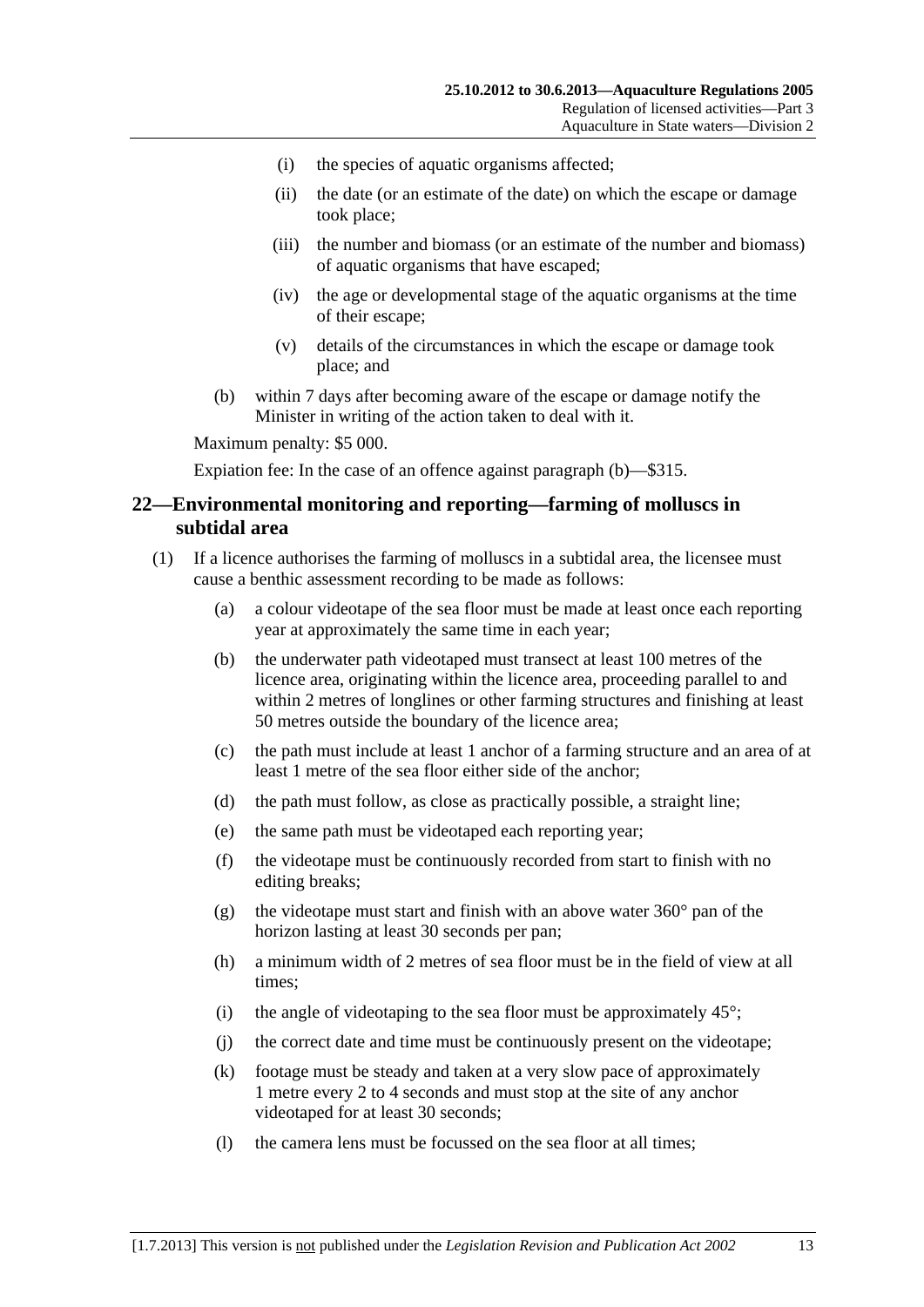(i) the species of aquatic organisms affected;

(ii) the date (or an estimate of the date) on which the escape or damage took place;

(iii) the number and biomass (or an estimate of the number and biomass) of aquatic organisms that have escaped;

(iv) the age or developmental stage of the aquatic organisms at the time of their escape;

(v) details of the circumstances in which the escape or damage took place; and

(b) within 7 days after becoming aware of the escape or damage notify the Minister in writing of the action taken to deal with it.

Maximum penalty: $5 000.

Expiation fee: In the case of an offence against paragraph (b)—$315.

## 22—Environmental monitoring and reporting—farming of molluscs in subtidal area

(1) If a licence authorises the farming of molluscs in a subtidal area, the licensee must cause a benthic assessment recording to be made as follows:

(a) a colour videotape of the sea floor must be made at least once each reporting year at approximately the same time in each year;

(b) the underwater path videotaped must transect at least 100 metres of the licence area, originating within the licence area, proceeding parallel to and within 2 metres of longlines or other farming structures and finishing at least 50 metres outside the boundary of the licence area;

(c) the path must include at least 1 anchor of a farming structure and an area of at least 1 metre of the sea floor either side of the anchor;

(d) the path must follow, as close as practically possible, a straight line;

(e) the same path must be videotaped each reporting year;

(f) the videotape must be continuously recorded from start to finish with no editing breaks;

(g) the videotape must start and finish with an above water 360° pan of the horizon lasting at least 30 seconds per pan;

(h) a minimum width of 2 metres of sea floor must be in the field of view at all times;

(i) the angle of videotaping to the sea floor must be approximately 45°;

(j) the correct date and time must be continuously present on the videotape;

(k) footage must be steady and taken at a very slow pace of approximately 1 metre every 2 to 4 seconds and must stop at the site of any anchor videotaped for at least 30 seconds;

(l) the camera lens must be focussed on the sea floor at all times;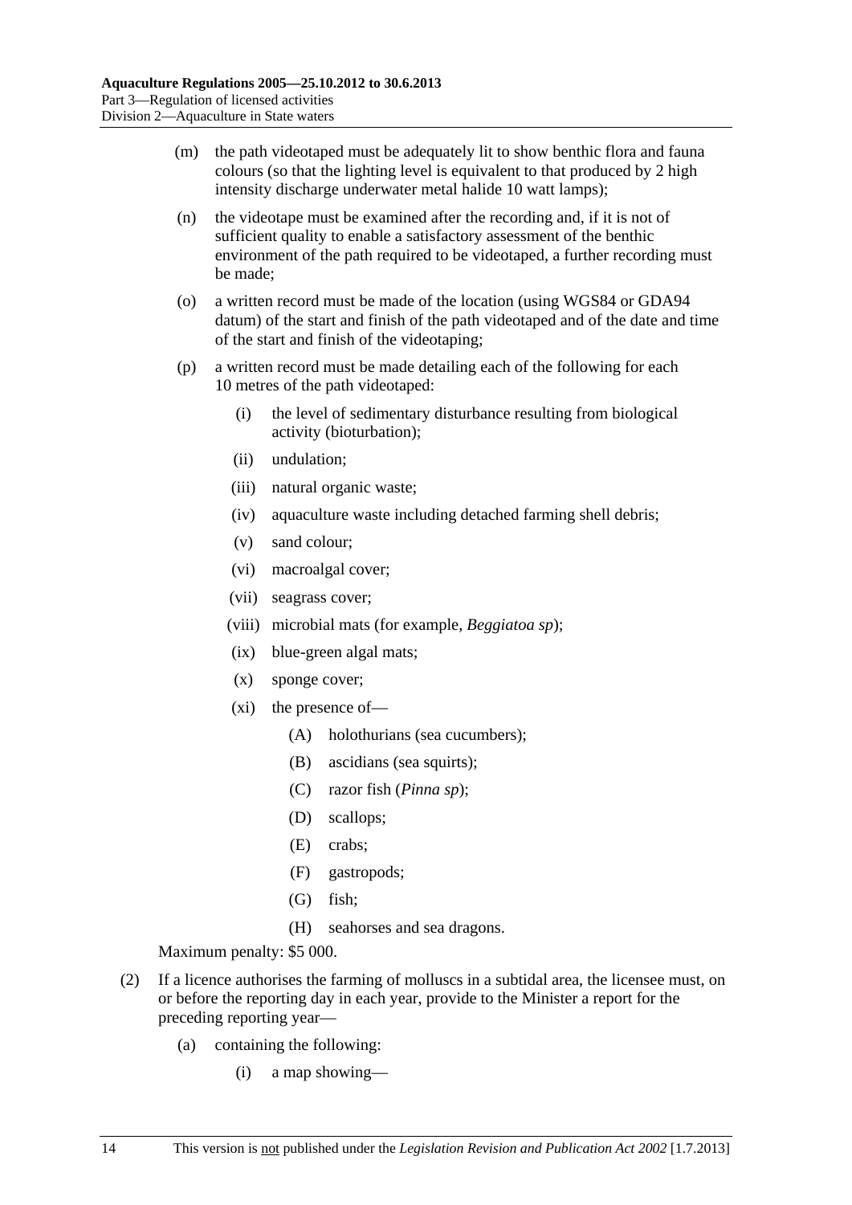(m) the path videotaped must be adequately lit to show benthic flora and fauna colours (so that the lighting level is equivalent to that produced by 2 high intensity discharge underwater metal halide 10 watt lamps);

(n) the videotape must be examined after the recording and, if it is not of sufficient quality to enable a satisfactory assessment of the benthic environment of the path required to be videotaped, a further recording must be made;

(o) a written record must be made of the location (using WGS84 or GDA94 datum) of the start and finish of the path videotaped and of the date and time of the start and finish of the videotaping;

(p) a written record must be made detailing each of the following for each 10 metres of the path videotaped:

  (i) the level of sedimentary disturbance resulting from biological activity (bioturbation);

  (ii) undulation;

  (iii) natural organic waste;

  (iv) aquaculture waste including detached farming shell debris;

  (v) sand colour;

  (vi) macroalgal cover;

  (vii) seagrass cover;

  (viii) microbial mats (for example, *Beggiatoa sp*);

  (ix) blue-green algal mats;

  (x) sponge cover;

  (xi) the presence of—

    (A) holothurians (sea cucumbers);

    (B) ascidians (sea squirts);

    (C) razor fish (*Pinna sp*);

    (D) scallops;

    (E) crabs;

    (F) gastropods;

    (G) fish;

    (H) seahorses and sea dragons.

Maximum penalty: $5 000.

(2) If a licence authorises the farming of molluscs in a subtidal area, the licensee must, on or before the reporting day in each year, provide to the Minister a report for the preceding reporting year—

  (a) containing the following:

    (i) a map showing—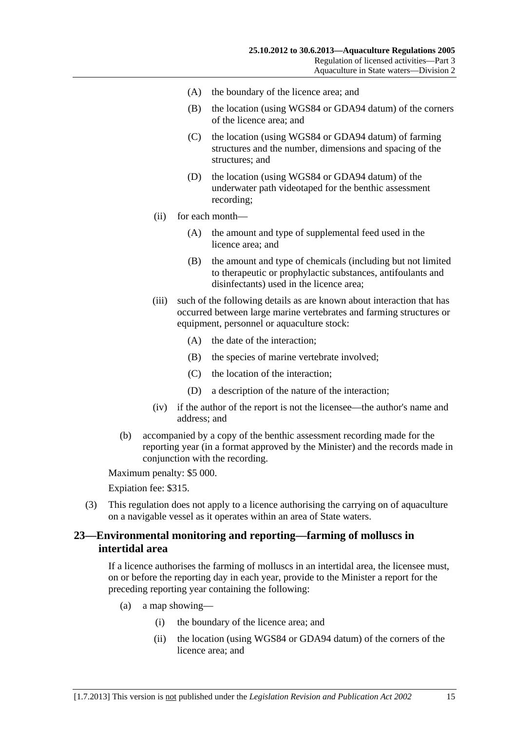(A) the boundary of the licence area; and

(B) the location (using WGS84 or GDA94 datum) of the corners of the licence area; and

(C) the location (using WGS84 or GDA94 datum) of farming structures and the number, dimensions and spacing of the structures; and

(D) the location (using WGS84 or GDA94 datum) of the underwater path videotaped for the benthic assessment recording;

(ii) for each month—

(A) the amount and type of supplemental feed used in the licence area; and

(B) the amount and type of chemicals (including but not limited to therapeutic or prophylactic substances, antifoulants and disinfectants) used in the licence area;

(iii) such of the following details as are known about interaction that has occurred between large marine vertebrates and farming structures or equipment, personnel or aquaculture stock:

(A) the date of the interaction;

(B) the species of marine vertebrate involved;

(C) the location of the interaction;

(D) a description of the nature of the interaction;

(iv) if the author of the report is not the licensee—the author's name and address; and

(b) accompanied by a copy of the benthic assessment recording made for the reporting year (in a format approved by the Minister) and the records made in conjunction with the recording.

Maximum penalty: $5 000.

Expiation fee: $315.

(3) This regulation does not apply to a licence authorising the carrying on of aquaculture on a navigable vessel as it operates within an area of State waters.

## 23—Environmental monitoring and reporting—farming of molluscs in intertidal area

If a licence authorises the farming of molluscs in an intertidal area, the licensee must, on or before the reporting day in each year, provide to the Minister a report for the preceding reporting year containing the following:

(a) a map showing—

(i) the boundary of the licence area; and

(ii) the location (using WGS84 or GDA94 datum) of the corners of the licence area; and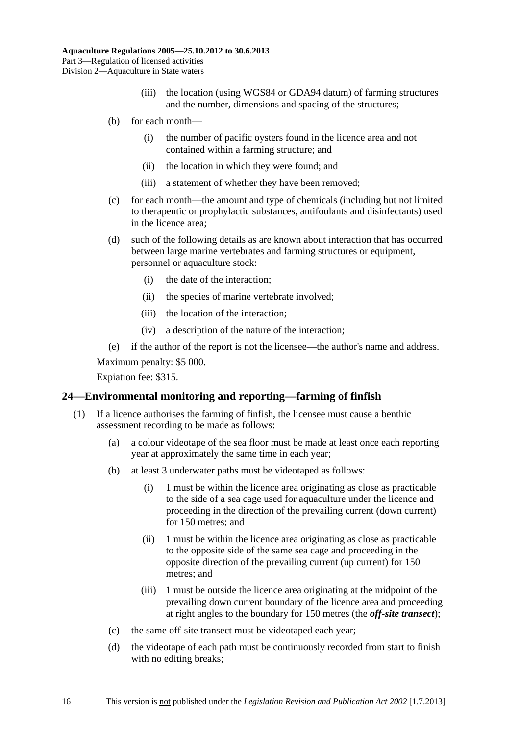(iii) the location (using WGS84 or GDA94 datum) of farming structures and the number, dimensions and spacing of the structures;

(b) for each month—

(i) the number of pacific oysters found in the licence area and not contained within a farming structure; and

(ii) the location in which they were found; and

(iii) a statement of whether they have been removed;

(c) for each month—the amount and type of chemicals (including but not limited to therapeutic or prophylactic substances, antifoulants and disinfectants) used in the licence area;

(d) such of the following details as are known about interaction that has occurred between large marine vertebrates and farming structures or equipment, personnel or aquaculture stock:

(i) the date of the interaction;

(ii) the species of marine vertebrate involved;

(iii) the location of the interaction;

(iv) a description of the nature of the interaction;

(e) if the author of the report is not the licensee—the author's name and address.

Maximum penalty: $5 000.

Expiation fee: $315.

## 24—Environmental monitoring and reporting—farming of finfish

(1) If a licence authorises the farming of finfish, the licensee must cause a benthic assessment recording to be made as follows:

(a) a colour videotape of the sea floor must be made at least once each reporting year at approximately the same time in each year;

(b) at least 3 underwater paths must be videotaped as follows:

(i) 1 must be within the licence area originating as close as practicable to the side of a sea cage used for aquaculture under the licence and proceeding in the direction of the prevailing current (down current) for 150 metres; and

(ii) 1 must be within the licence area originating as close as practicable to the opposite side of the same sea cage and proceeding in the opposite direction of the prevailing current (up current) for 150 metres; and

(iii) 1 must be outside the licence area originating at the midpoint of the prevailing down current boundary of the licence area and proceeding at right angles to the boundary for 150 metres (the ***off-site transect***);

(c) the same off-site transect must be videotaped each year;

(d) the videotape of each path must be continuously recorded from start to finish with no editing breaks;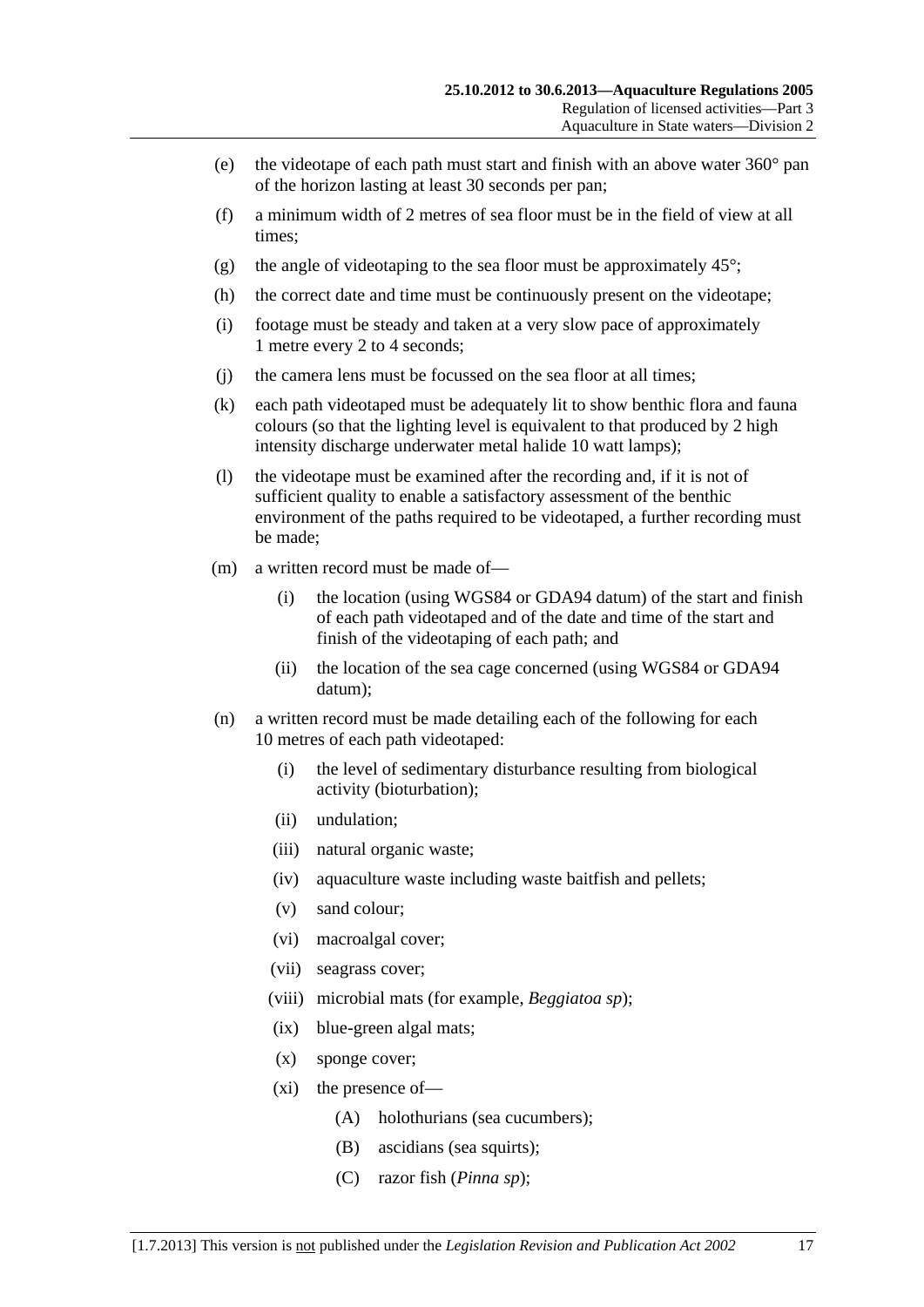(e) the videotape of each path must start and finish with an above water 360° pan of the horizon lasting at least 30 seconds per pan;

(f) a minimum width of 2 metres of sea floor must be in the field of view at all times;

(g) the angle of videotaping to the sea floor must be approximately 45°;

(h) the correct date and time must be continuously present on the videotape;

(i) footage must be steady and taken at a very slow pace of approximately 1 metre every 2 to 4 seconds;

(j) the camera lens must be focussed on the sea floor at all times;

(k) each path videotaped must be adequately lit to show benthic flora and fauna colours (so that the lighting level is equivalent to that produced by 2 high intensity discharge underwater metal halide 10 watt lamps);

(l) the videotape must be examined after the recording and, if it is not of sufficient quality to enable a satisfactory assessment of the benthic environment of the paths required to be videotaped, a further recording must be made;

(m) a written record must be made of—

  (i) the location (using WGS84 or GDA94 datum) of the start and finish of each path videotaped and of the date and time of the start and finish of the videotaping of each path; and

  (ii) the location of the sea cage concerned (using WGS84 or GDA94 datum);

(n) a written record must be made detailing each of the following for each 10 metres of each path videotaped:

  (i) the level of sedimentary disturbance resulting from biological activity (bioturbation);

  (ii) undulation;

  (iii) natural organic waste;

  (iv) aquaculture waste including waste baitfish and pellets;

  (v) sand colour;

  (vi) macroalgal cover;

  (vii) seagrass cover;

  (viii) microbial mats (for example, *Beggiatoa sp*);

  (ix) blue-green algal mats;

  (x) sponge cover;

  (xi) the presence of—

    (A) holothurians (sea cucumbers);

    (B) ascidians (sea squirts);

    (C) razor fish (*Pinna sp*);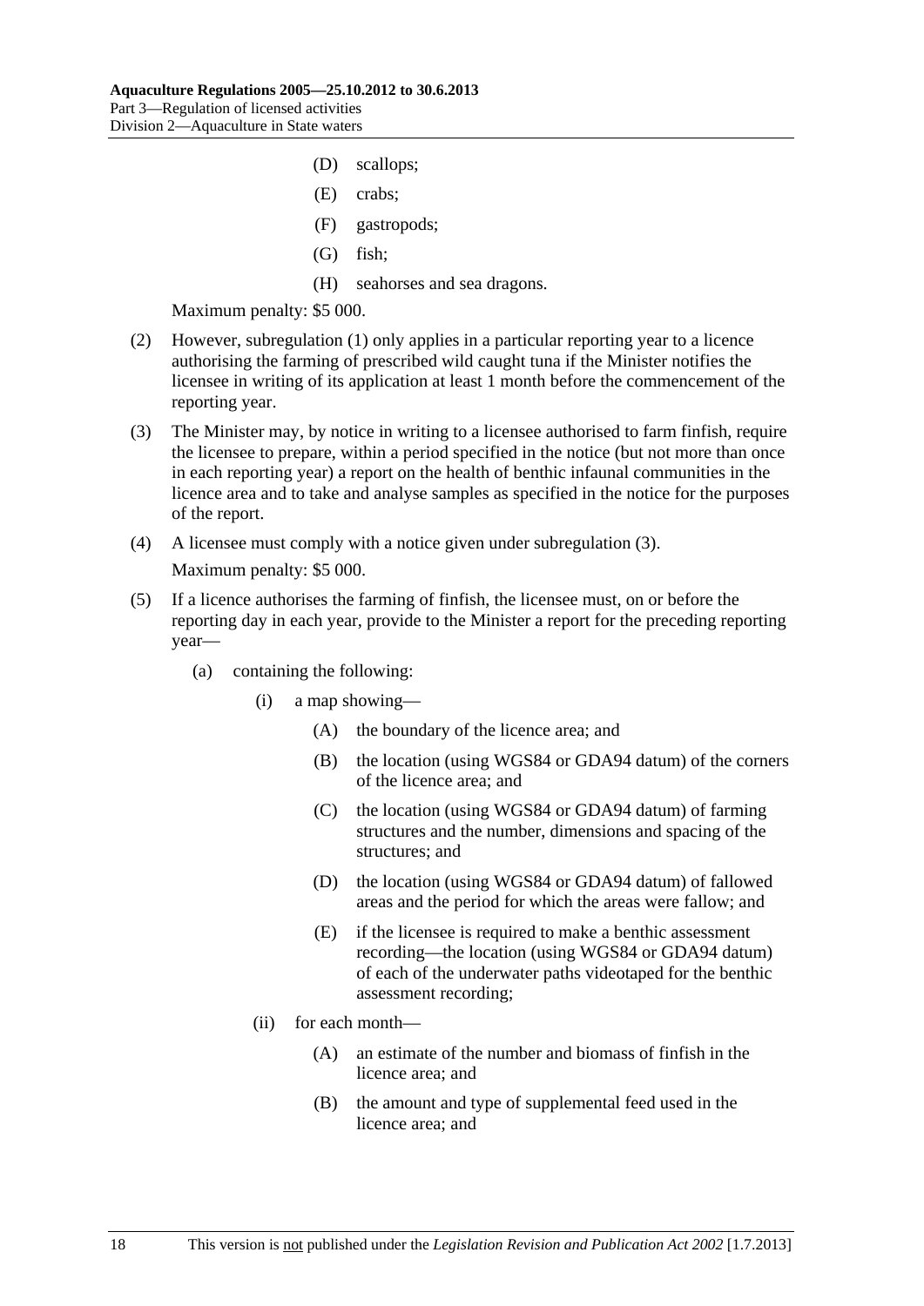(D) scallops;

(E) crabs;

(F) gastropods;

(G) fish;

(H) seahorses and sea dragons.

Maximum penalty: $5 000.

(2) However, subregulation (1) only applies in a particular reporting year to a licence authorising the farming of prescribed wild caught tuna if the Minister notifies the licensee in writing of its application at least 1 month before the commencement of the reporting year.

(3) The Minister may, by notice in writing to a licensee authorised to farm finfish, require the licensee to prepare, within a period specified in the notice (but not more than once in each reporting year) a report on the health of benthic infaunal communities in the licence area and to take and analyse samples as specified in the notice for the purposes of the report.

(4) A licensee must comply with a notice given under subregulation (3).

Maximum penalty: $5 000.

(5) If a licence authorises the farming of finfish, the licensee must, on or before the reporting day in each year, provide to the Minister a report for the preceding reporting year—

(a) containing the following:

(i) a map showing—

(A) the boundary of the licence area; and

(B) the location (using WGS84 or GDA94 datum) of the corners of the licence area; and

(C) the location (using WGS84 or GDA94 datum) of farming structures and the number, dimensions and spacing of the structures; and

(D) the location (using WGS84 or GDA94 datum) of fallowed areas and the period for which the areas were fallow; and

(E) if the licensee is required to make a benthic assessment recording—the location (using WGS84 or GDA94 datum) of each of the underwater paths videotaped for the benthic assessment recording;

(ii) for each month—

(A) an estimate of the number and biomass of finfish in the licence area; and

(B) the amount and type of supplemental feed used in the licence area; and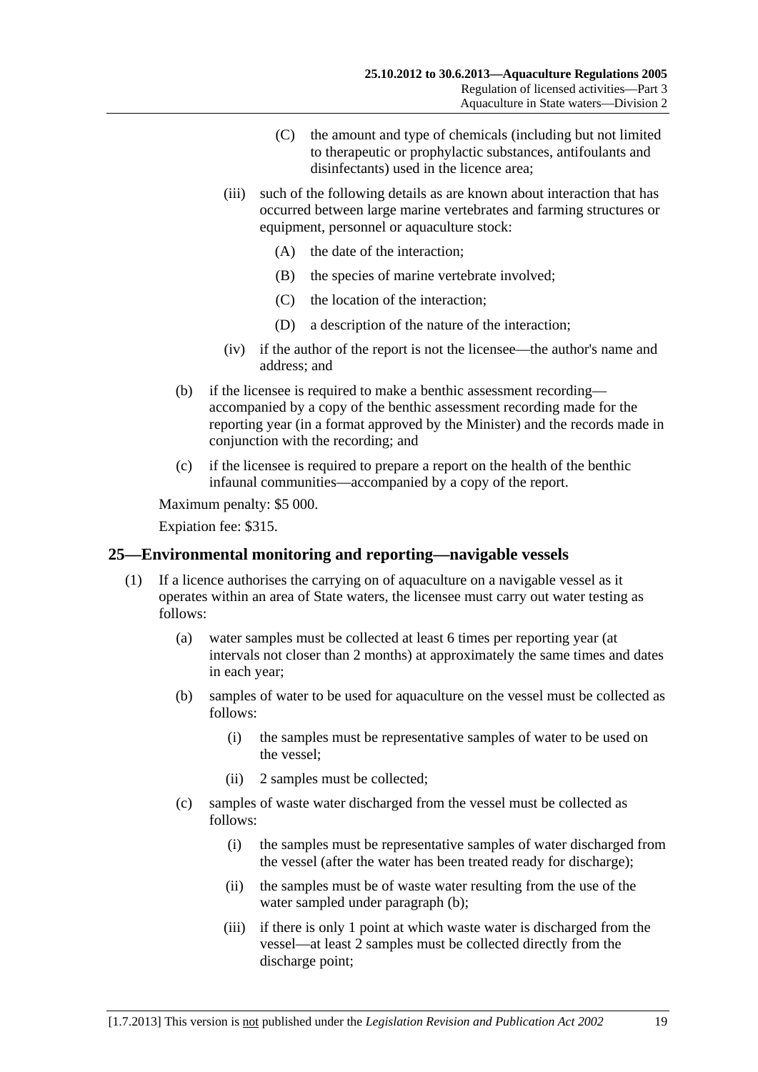(C) the amount and type of chemicals (including but not limited to therapeutic or prophylactic substances, antifoulants and disinfectants) used in the licence area;

(iii) such of the following details as are known about interaction that has occurred between large marine vertebrates and farming structures or equipment, personnel or aquaculture stock:

(A) the date of the interaction;

(B) the species of marine vertebrate involved;

(C) the location of the interaction;

(D) a description of the nature of the interaction;

(iv) if the author of the report is not the licensee—the author's name and address; and

(b) if the licensee is required to make a benthic assessment recording—accompanied by a copy of the benthic assessment recording made for the reporting year (in a format approved by the Minister) and the records made in conjunction with the recording; and

(c) if the licensee is required to prepare a report on the health of the benthic infaunal communities—accompanied by a copy of the report.

Maximum penalty: $5 000.

Expiation fee: $315.

## 25—Environmental monitoring and reporting—navigable vessels

(1) If a licence authorises the carrying on of aquaculture on a navigable vessel as it operates within an area of State waters, the licensee must carry out water testing as follows:

(a) water samples must be collected at least 6 times per reporting year (at intervals not closer than 2 months) at approximately the same times and dates in each year;

(b) samples of water to be used for aquaculture on the vessel must be collected as follows:

(i) the samples must be representative samples of water to be used on the vessel;

(ii) 2 samples must be collected;

(c) samples of waste water discharged from the vessel must be collected as follows:

(i) the samples must be representative samples of water discharged from the vessel (after the water has been treated ready for discharge);

(ii) the samples must be of waste water resulting from the use of the water sampled under paragraph (b);

(iii) if there is only 1 point at which waste water is discharged from the vessel—at least 2 samples must be collected directly from the discharge point;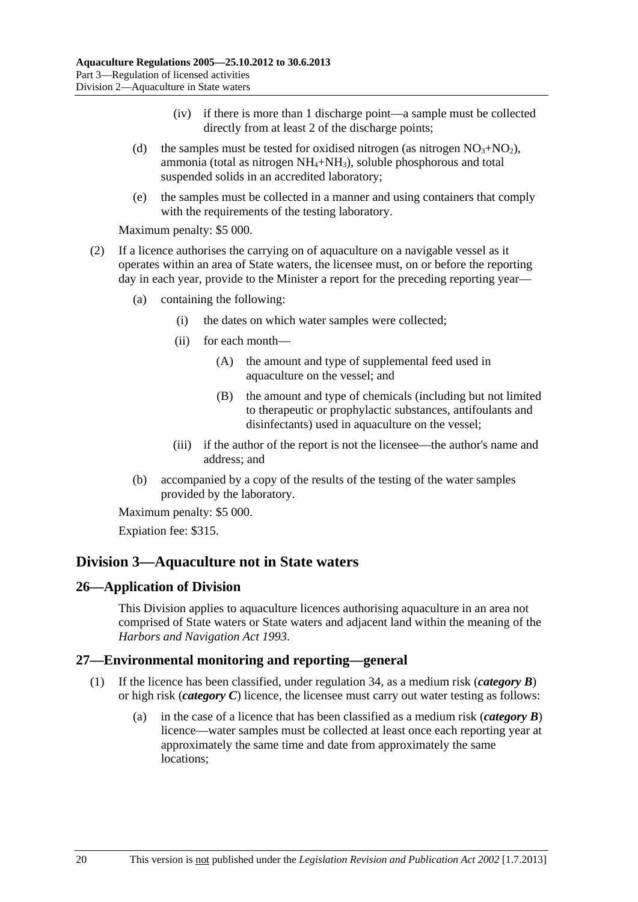(iv) if there is more than 1 discharge point—a sample must be collected directly from at least 2 of the discharge points;

(d) the samples must be tested for oxidised nitrogen (as nitrogen $NO_3$+$NO_2$), ammonia (total as nitrogen $NH_4$+$NH_3$), soluble phosphorous and total suspended solids in an accredited laboratory;

(e) the samples must be collected in a manner and using containers that comply with the requirements of the testing laboratory.

Maximum penalty: $5 000.

(2) If a licence authorises the carrying on of aquaculture on a navigable vessel as it operates within an area of State waters, the licensee must, on or before the reporting day in each year, provide to the Minister a report for the preceding reporting year—

(a) containing the following:

(i) the dates on which water samples were collected;

(ii) for each month—

(A) the amount and type of supplemental feed used in aquaculture on the vessel; and

(B) the amount and type of chemicals (including but not limited to therapeutic or prophylactic substances, antifoulants and disinfectants) used in aquaculture on the vessel;

(iii) if the author of the report is not the licensee—the author's name and address; and

(b) accompanied by a copy of the results of the testing of the water samples provided by the laboratory.

Maximum penalty: $5 000.

Expiation fee: $315.

## Division 3—Aquaculture not in State waters

### 26—Application of Division

This Division applies to aquaculture licences authorising aquaculture in an area not comprised of State waters or State waters and adjacent land within the meaning of the *Harbors and Navigation Act 1993*.

### 27—Environmental monitoring and reporting—general

(1) If the licence has been classified, under regulation 34, as a medium risk (***category B***) or high risk (***category C***) licence, the licensee must carry out water testing as follows:

(a) in the case of a licence that has been classified as a medium risk (***category B***) licence—water samples must be collected at least once each reporting year at approximately the same time and date from approximately the same locations;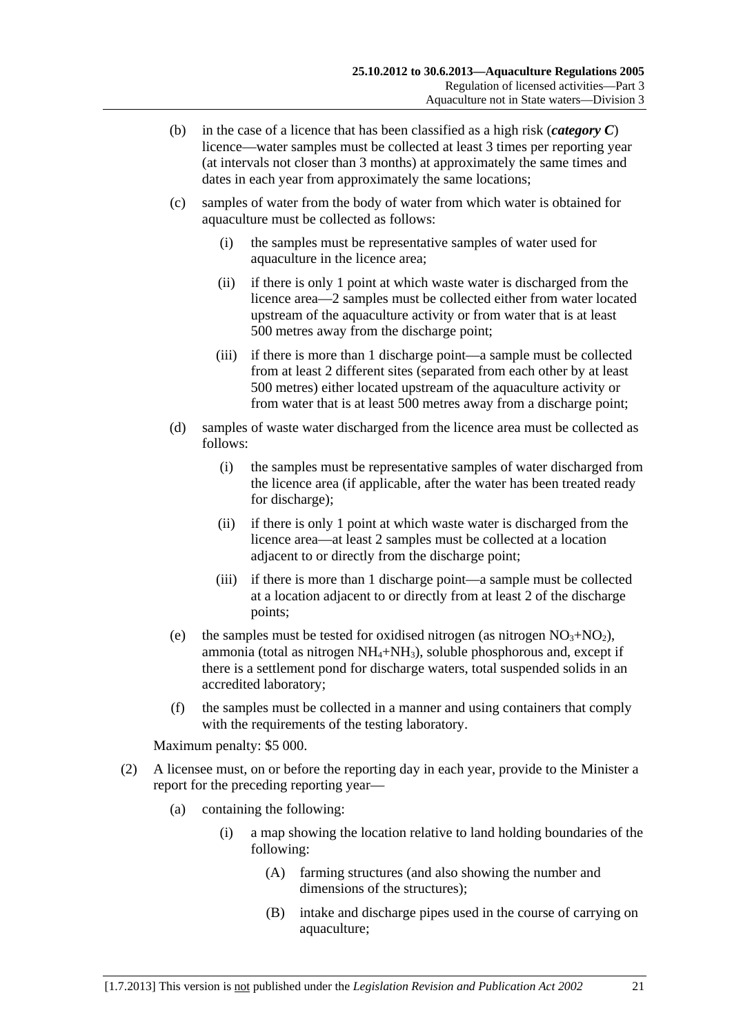(b) in the case of a licence that has been classified as a high risk (***category C***) licence—water samples must be collected at least 3 times per reporting year (at intervals not closer than 3 months) at approximately the same times and dates in each year from approximately the same locations;

(c) samples of water from the body of water from which water is obtained for aquaculture must be collected as follows:

(i) the samples must be representative samples of water used for aquaculture in the licence area;

(ii) if there is only 1 point at which waste water is discharged from the licence area—2 samples must be collected either from water located upstream of the aquaculture activity or from water that is at least 500 metres away from the discharge point;

(iii) if there is more than 1 discharge point—a sample must be collected from at least 2 different sites (separated from each other by at least 500 metres) either located upstream of the aquaculture activity or from water that is at least 500 metres away from a discharge point;

(d) samples of waste water discharged from the licence area must be collected as follows:

(i) the samples must be representative samples of water discharged from the licence area (if applicable, after the water has been treated ready for discharge);

(ii) if there is only 1 point at which waste water is discharged from the licence area—at least 2 samples must be collected at a location adjacent to or directly from the discharge point;

(iii) if there is more than 1 discharge point—a sample must be collected at a location adjacent to or directly from at least 2 of the discharge points;

(e) the samples must be tested for oxidised nitrogen (as nitrogen $NO_3$+$NO_2$), ammonia (total as nitrogen $NH_4$+$NH_3$), soluble phosphorous and, except if there is a settlement pond for discharge waters, total suspended solids in an accredited laboratory;

(f) the samples must be collected in a manner and using containers that comply with the requirements of the testing laboratory.

Maximum penalty: $5 000.

(2) A licensee must, on or before the reporting day in each year, provide to the Minister a report for the preceding reporting year—

(a) containing the following:

(i) a map showing the location relative to land holding boundaries of the following:

(A) farming structures (and also showing the number and dimensions of the structures);

(B) intake and discharge pipes used in the course of carrying on aquaculture;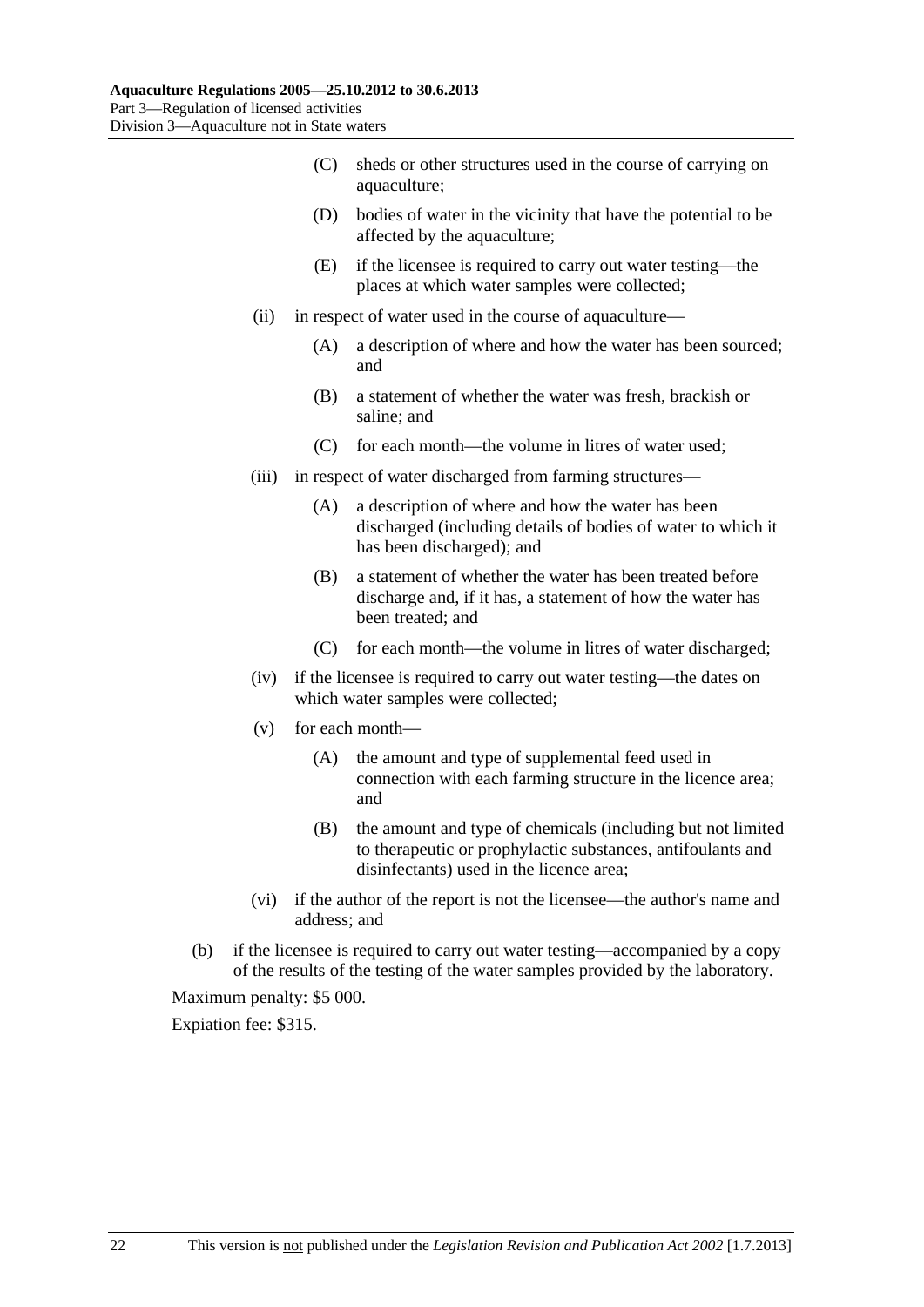(C) sheds or other structures used in the course of carrying on aquaculture;

(D) bodies of water in the vicinity that have the potential to be affected by the aquaculture;

(E) if the licensee is required to carry out water testing—the places at which water samples were collected;

(ii) in respect of water used in the course of aquaculture—

(A) a description of where and how the water has been sourced; and

(B) a statement of whether the water was fresh, brackish or saline; and

(C) for each month—the volume in litres of water used;

(iii) in respect of water discharged from farming structures—

(A) a description of where and how the water has been discharged (including details of bodies of water to which it has been discharged); and

(B) a statement of whether the water has been treated before discharge and, if it has, a statement of how the water has been treated; and

(C) for each month—the volume in litres of water discharged;

(iv) if the licensee is required to carry out water testing—the dates on which water samples were collected;

(v) for each month—

(A) the amount and type of supplemental feed used in connection with each farming structure in the licence area; and

(B) the amount and type of chemicals (including but not limited to therapeutic or prophylactic substances, antifoulants and disinfectants) used in the licence area;

(vi) if the author of the report is not the licensee—the author's name and address; and

(b) if the licensee is required to carry out water testing—accompanied by a copy of the results of the testing of the water samples provided by the laboratory.

Maximum penalty: $5 000.

Expiation fee: $315.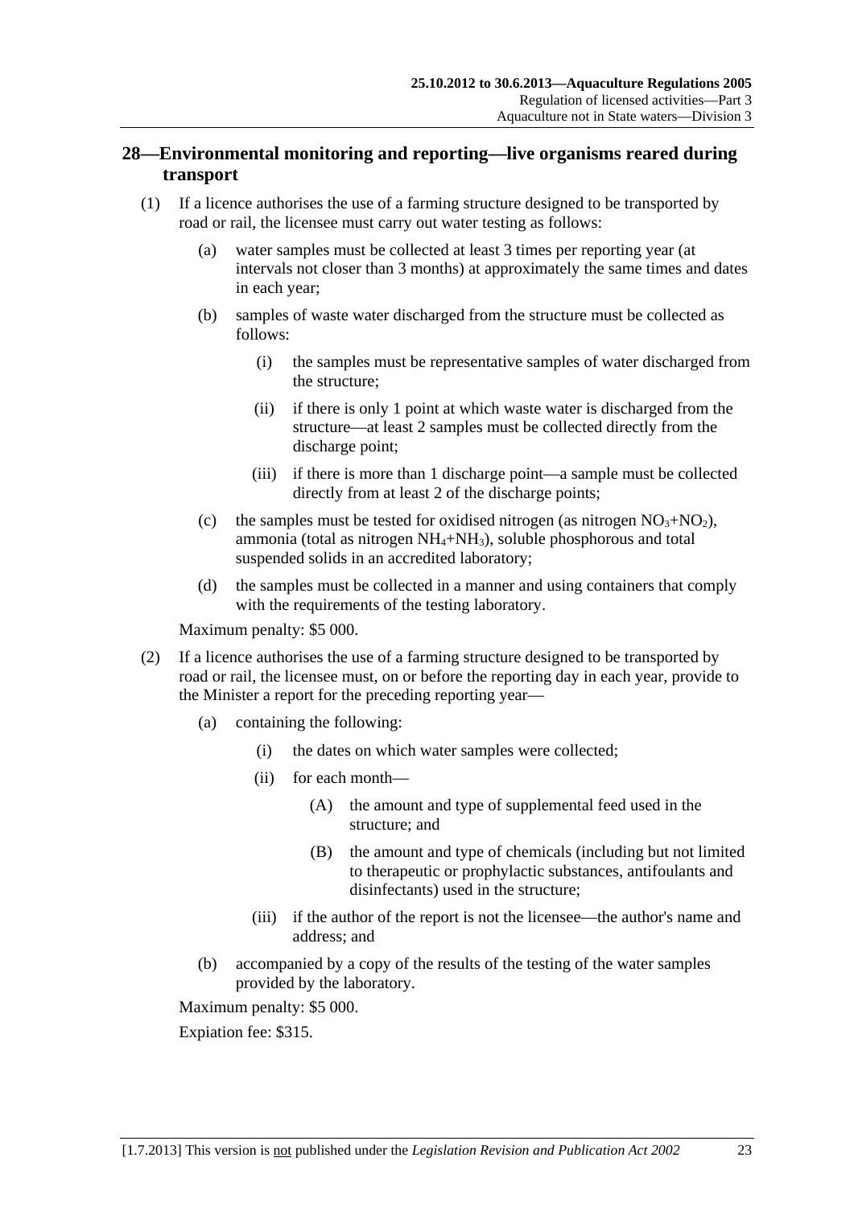## 28—Environmental monitoring and reporting—live organisms reared during transport

(1) If a licence authorises the use of a farming structure designed to be transported by road or rail, the licensee must carry out water testing as follows:

- (a) water samples must be collected at least 3 times per reporting year (at intervals not closer than 3 months) at approximately the same times and dates in each year;
- (b) samples of waste water discharged from the structure must be collected as follows:
  - (i) the samples must be representative samples of water discharged from the structure;
  - (ii) if there is only 1 point at which waste water is discharged from the structure—at least 2 samples must be collected directly from the discharge point;
  - (iii) if there is more than 1 discharge point—a sample must be collected directly from at least 2 of the discharge points;
- (c) the samples must be tested for oxidised nitrogen (as nitrogen $NO_3$+$NO_2$), ammonia (total as nitrogen $NH_4$+$NH_3$), soluble phosphorous and total suspended solids in an accredited laboratory;
- (d) the samples must be collected in a manner and using containers that comply with the requirements of the testing laboratory.

Maximum penalty: $5 000.

(2) If a licence authorises the use of a farming structure designed to be transported by road or rail, the licensee must, on or before the reporting day in each year, provide to the Minister a report for the preceding reporting year—

- (a) containing the following:
  - (i) the dates on which water samples were collected;
  - (ii) for each month—
    - (A) the amount and type of supplemental feed used in the structure; and
    - (B) the amount and type of chemicals (including but not limited to therapeutic or prophylactic substances, antifoulants and disinfectants) used in the structure;
  - (iii) if the author of the report is not the licensee—the author's name and address; and
- (b) accompanied by a copy of the results of the testing of the water samples provided by the laboratory.

Maximum penalty: $5 000.

Expiation fee: $315.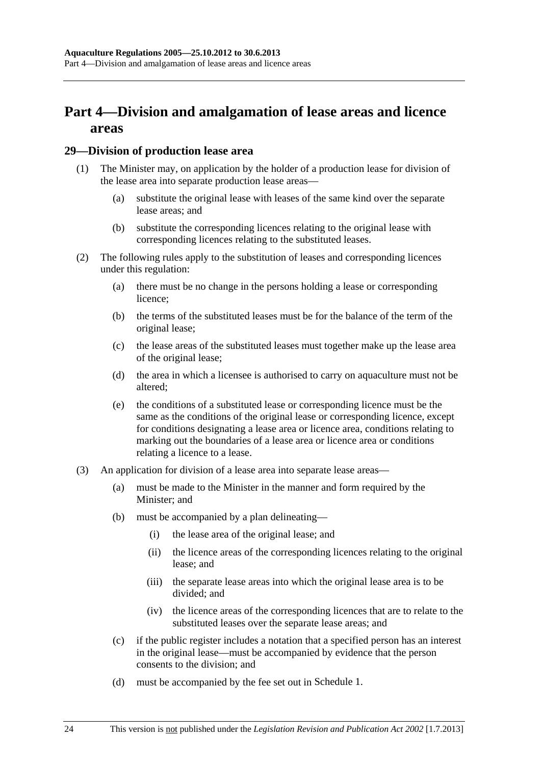# Part 4—Division and amalgamation of lease areas and licence areas

## 29—Division of production lease area

(1) The Minister may, on application by the holder of a production lease for division of the lease area into separate production lease areas—

(a) substitute the original lease with leases of the same kind over the separate lease areas; and

(b) substitute the corresponding licences relating to the original lease with corresponding licences relating to the substituted leases.

(2) The following rules apply to the substitution of leases and corresponding licences under this regulation:

(a) there must be no change in the persons holding a lease or corresponding licence;

(b) the terms of the substituted leases must be for the balance of the term of the original lease;

(c) the lease areas of the substituted leases must together make up the lease area of the original lease;

(d) the area in which a licensee is authorised to carry on aquaculture must not be altered;

(e) the conditions of a substituted lease or corresponding licence must be the same as the conditions of the original lease or corresponding licence, except for conditions designating a lease area or licence area, conditions relating to marking out the boundaries of a lease area or licence area or conditions relating a licence to a lease.

(3) An application for division of a lease area into separate lease areas—

(a) must be made to the Minister in the manner and form required by the Minister; and

(b) must be accompanied by a plan delineating—

(i) the lease area of the original lease; and

(ii) the licence areas of the corresponding licences relating to the original lease; and

(iii) the separate lease areas into which the original lease area is to be divided; and

(iv) the licence areas of the corresponding licences that are to relate to the substituted leases over the separate lease areas; and

(c) if the public register includes a notation that a specified person has an interest in the original lease—must be accompanied by evidence that the person consents to the division; and

(d) must be accompanied by the fee set out in Schedule 1.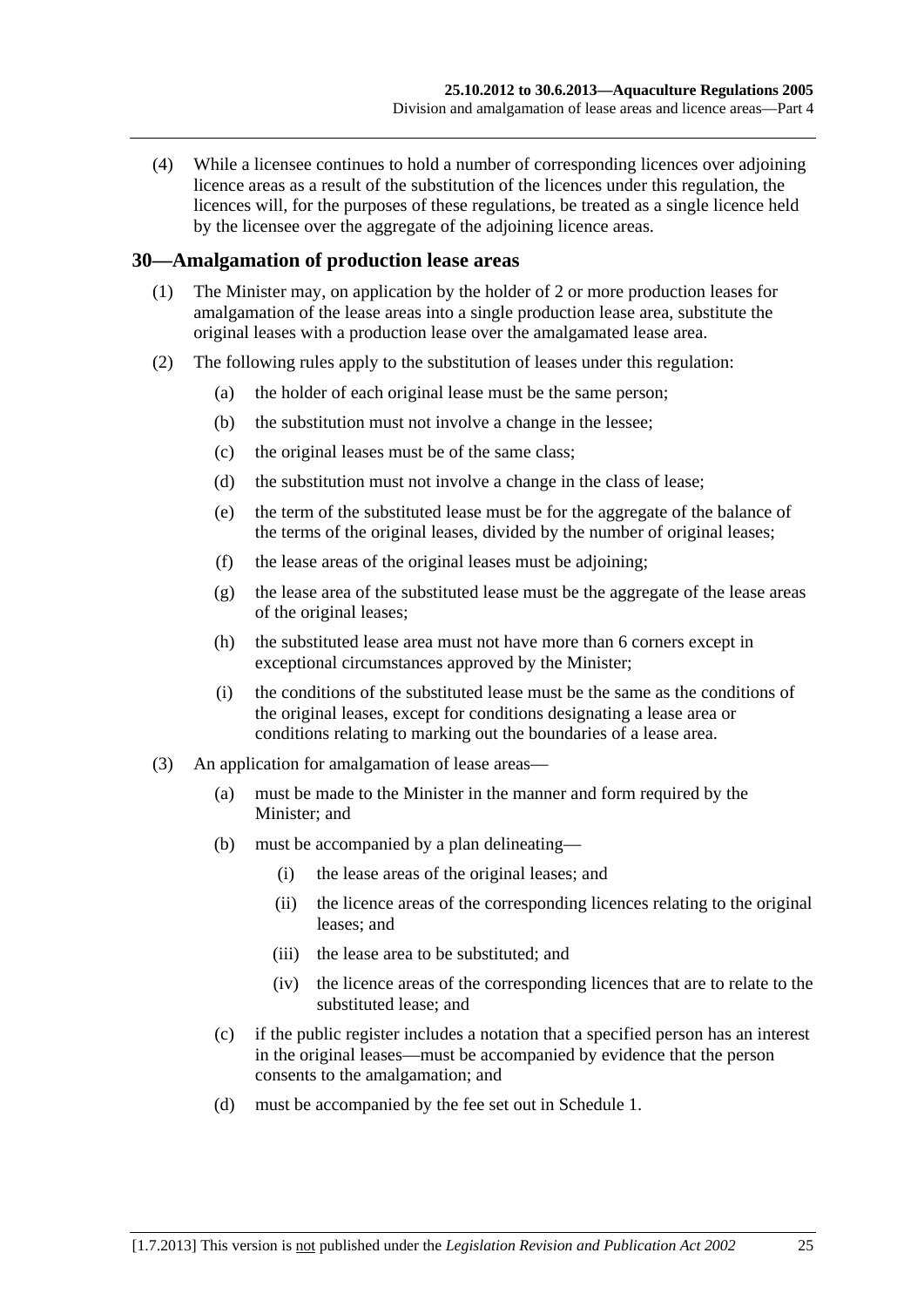(4) While a licensee continues to hold a number of corresponding licences over adjoining licence areas as a result of the substitution of the licences under this regulation, the licences will, for the purposes of these regulations, be treated as a single licence held by the licensee over the aggregate of the adjoining licence areas.

## 30—Amalgamation of production lease areas

(1) The Minister may, on application by the holder of 2 or more production leases for amalgamation of the lease areas into a single production lease area, substitute the original leases with a production lease over the amalgamated lease area.

(2) The following rules apply to the substitution of leases under this regulation:

(a) the holder of each original lease must be the same person;

(b) the substitution must not involve a change in the lessee;

(c) the original leases must be of the same class;

(d) the substitution must not involve a change in the class of lease;

(e) the term of the substituted lease must be for the aggregate of the balance of the terms of the original leases, divided by the number of original leases;

(f) the lease areas of the original leases must be adjoining;

(g) the lease area of the substituted lease must be the aggregate of the lease areas of the original leases;

(h) the substituted lease area must not have more than 6 corners except in exceptional circumstances approved by the Minister;

(i) the conditions of the substituted lease must be the same as the conditions of the original leases, except for conditions designating a lease area or conditions relating to marking out the boundaries of a lease area.

(3) An application for amalgamation of lease areas—

(a) must be made to the Minister in the manner and form required by the Minister; and

(b) must be accompanied by a plan delineating—

(i) the lease areas of the original leases; and

(ii) the licence areas of the corresponding licences relating to the original leases; and

(iii) the lease area to be substituted; and

(iv) the licence areas of the corresponding licences that are to relate to the substituted lease; and

(c) if the public register includes a notation that a specified person has an interest in the original leases—must be accompanied by evidence that the person consents to the amalgamation; and

(d) must be accompanied by the fee set out in Schedule 1.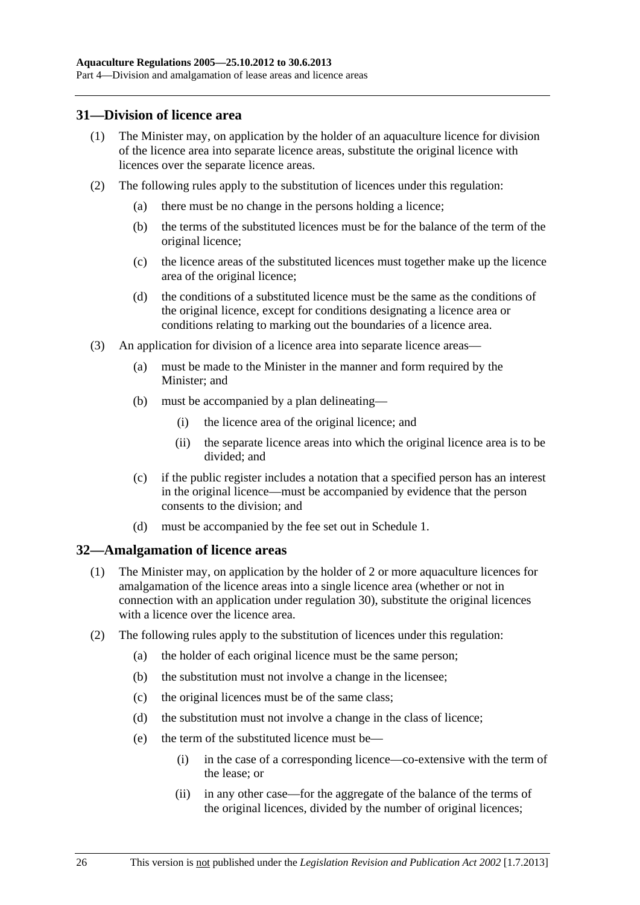## 31—Division of licence area

(1) The Minister may, on application by the holder of an aquaculture licence for division of the licence area into separate licence areas, substitute the original licence with licences over the separate licence areas.

(2) The following rules apply to the substitution of licences under this regulation:

- (a) there must be no change in the persons holding a licence;
- (b) the terms of the substituted licences must be for the balance of the term of the original licence;
- (c) the licence areas of the substituted licences must together make up the licence area of the original licence;
- (d) the conditions of a substituted licence must be the same as the conditions of the original licence, except for conditions designating a licence area or conditions relating to marking out the boundaries of a licence area.

(3) An application for division of a licence area into separate licence areas—

- (a) must be made to the Minister in the manner and form required by the Minister; and
- (b) must be accompanied by a plan delineating—
  - (i) the licence area of the original licence; and
  - (ii) the separate licence areas into which the original licence area is to be divided; and
- (c) if the public register includes a notation that a specified person has an interest in the original licence—must be accompanied by evidence that the person consents to the division; and
- (d) must be accompanied by the fee set out in Schedule 1.

## 32—Amalgamation of licence areas

(1) The Minister may, on application by the holder of 2 or more aquaculture licences for amalgamation of the licence areas into a single licence area (whether or not in connection with an application under regulation 30), substitute the original licences with a licence over the licence area.

(2) The following rules apply to the substitution of licences under this regulation:

- (a) the holder of each original licence must be the same person;
- (b) the substitution must not involve a change in the licensee;
- (c) the original licences must be of the same class;
- (d) the substitution must not involve a change in the class of licence;
- (e) the term of the substituted licence must be—
  - (i) in the case of a corresponding licence—co-extensive with the term of the lease; or
  - (ii) in any other case—for the aggregate of the balance of the terms of the original licences, divided by the number of original licences;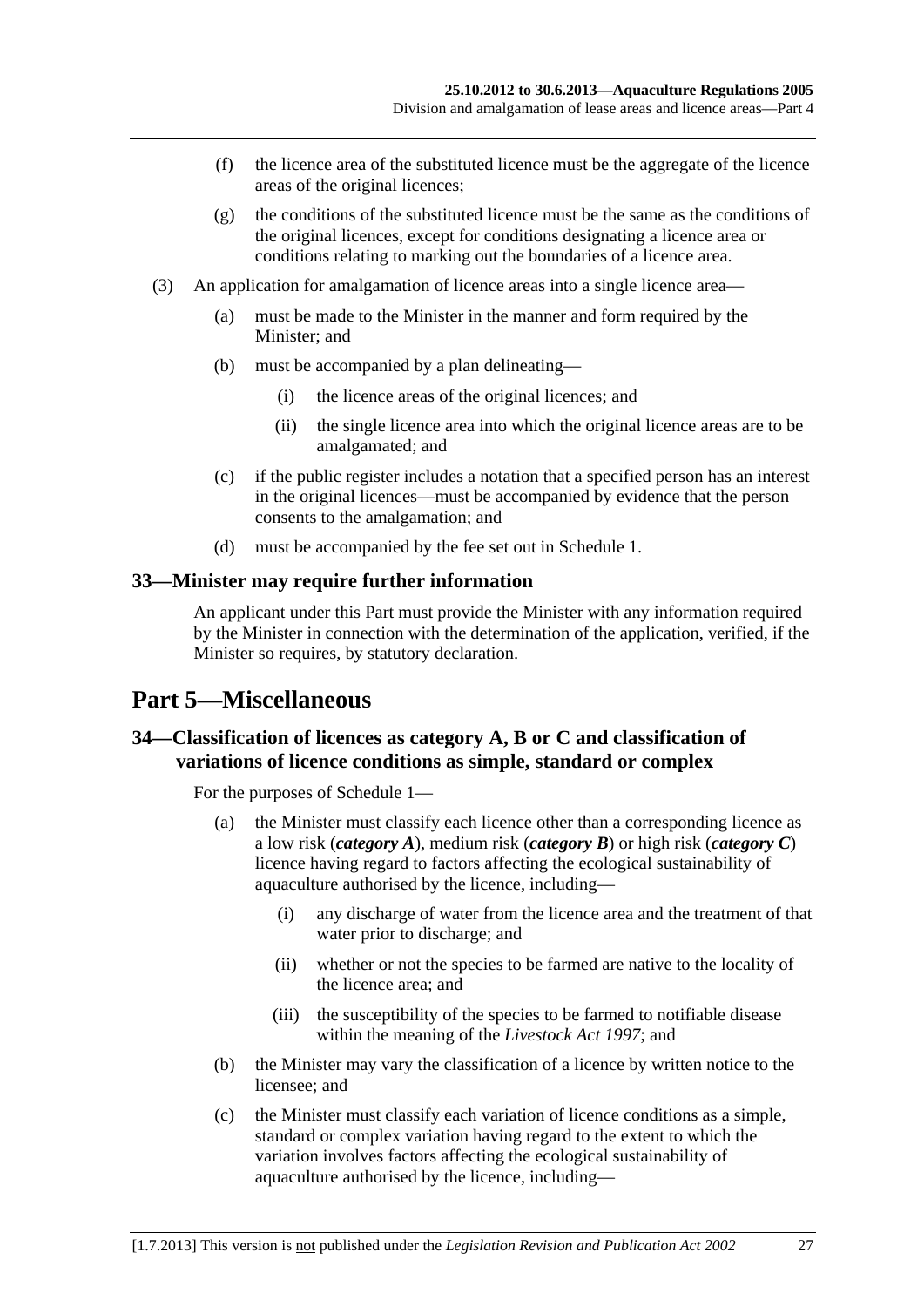(f) the licence area of the substituted licence must be the aggregate of the licence areas of the original licences;

(g) the conditions of the substituted licence must be the same as the conditions of the original licences, except for conditions designating a licence area or conditions relating to marking out the boundaries of a licence area.

(3) An application for amalgamation of licence areas into a single licence area—

(a) must be made to the Minister in the manner and form required by the Minister; and

(b) must be accompanied by a plan delineating—

(i) the licence areas of the original licences; and

(ii) the single licence area into which the original licence areas are to be amalgamated; and

(c) if the public register includes a notation that a specified person has an interest in the original licences—must be accompanied by evidence that the person consents to the amalgamation; and

(d) must be accompanied by the fee set out in Schedule 1.

### 33—Minister may require further information

An applicant under this Part must provide the Minister with any information required by the Minister in connection with the determination of the application, verified, if the Minister so requires, by statutory declaration.

## Part 5—Miscellaneous

### 34—Classification of licences as category A, B or C and classification of variations of licence conditions as simple, standard or complex

For the purposes of Schedule 1—

(a) the Minister must classify each licence other than a corresponding licence as a low risk (***category A***), medium risk (***category B***) or high risk (***category C***) licence having regard to factors affecting the ecological sustainability of aquaculture authorised by the licence, including—

(i) any discharge of water from the licence area and the treatment of that water prior to discharge; and

(ii) whether or not the species to be farmed are native to the locality of the licence area; and

(iii) the susceptibility of the species to be farmed to notifiable disease within the meaning of the *Livestock Act 1997*; and

(b) the Minister may vary the classification of a licence by written notice to the licensee; and

(c) the Minister must classify each variation of licence conditions as a simple, standard or complex variation having regard to the extent to which the variation involves factors affecting the ecological sustainability of aquaculture authorised by the licence, including—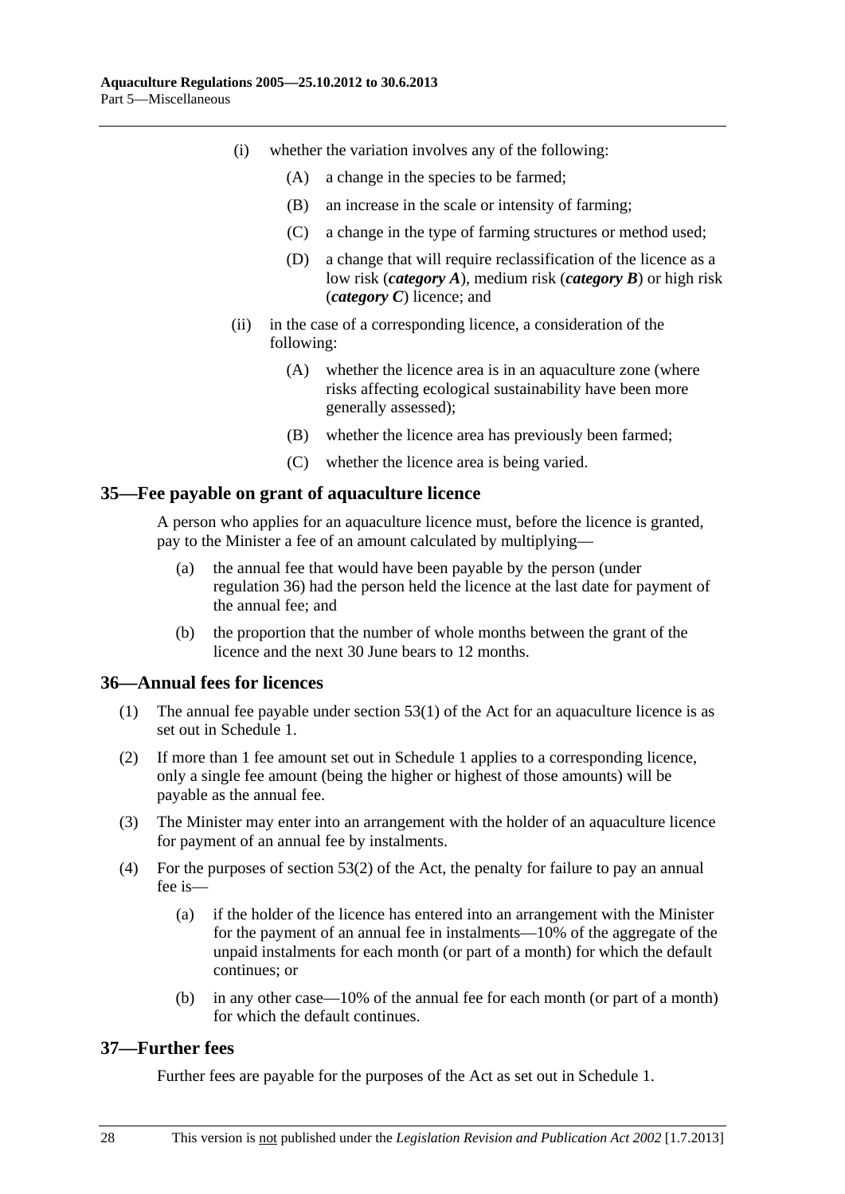(i) whether the variation involves any of the following:

(A) a change in the species to be farmed;

(B) an increase in the scale or intensity of farming;

(C) a change in the type of farming structures or method used;

(D) a change that will require reclassification of the licence as a low risk (***category A***), medium risk (***category B***) or high risk (***category C***) licence; and

(ii) in the case of a corresponding licence, a consideration of the following:

(A) whether the licence area is in an aquaculture zone (where risks affecting ecological sustainability have been more generally assessed);

(B) whether the licence area has previously been farmed;

(C) whether the licence area is being varied.

## 35—Fee payable on grant of aquaculture licence

A person who applies for an aquaculture licence must, before the licence is granted, pay to the Minister a fee of an amount calculated by multiplying—

(a) the annual fee that would have been payable by the person (under regulation 36) had the person held the licence at the last date for payment of the annual fee; and

(b) the proportion that the number of whole months between the grant of the licence and the next 30 June bears to 12 months.

## 36—Annual fees for licences

(1) The annual fee payable under section 53(1) of the Act for an aquaculture licence is as set out in Schedule 1.

(2) If more than 1 fee amount set out in Schedule 1 applies to a corresponding licence, only a single fee amount (being the higher or highest of those amounts) will be payable as the annual fee.

(3) The Minister may enter into an arrangement with the holder of an aquaculture licence for payment of an annual fee by instalments.

(4) For the purposes of section 53(2) of the Act, the penalty for failure to pay an annual fee is—

(a) if the holder of the licence has entered into an arrangement with the Minister for the payment of an annual fee in instalments—10% of the aggregate of the unpaid instalments for each month (or part of a month) for which the default continues; or

(b) in any other case—10% of the annual fee for each month (or part of a month) for which the default continues.

## 37—Further fees

Further fees are payable for the purposes of the Act as set out in Schedule 1.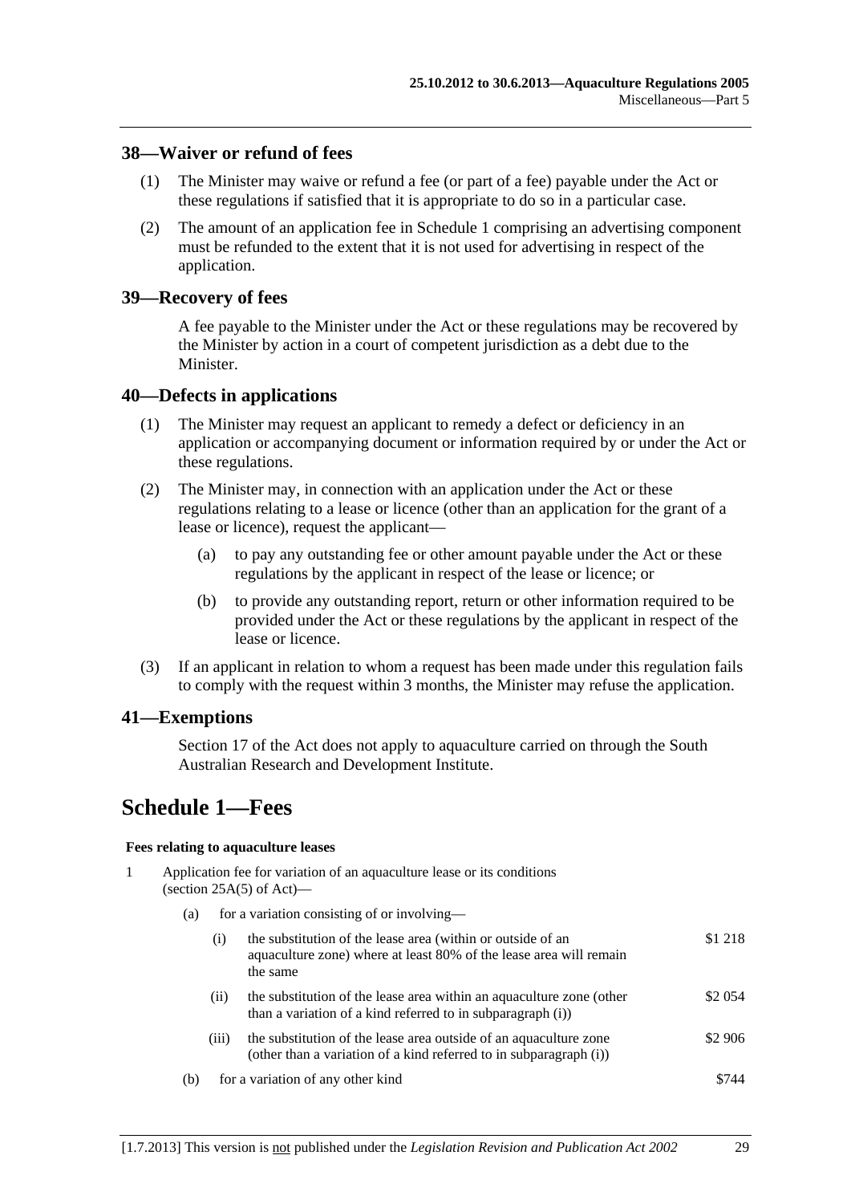## 38—Waiver or refund of fees

(1) The Minister may waive or refund a fee (or part of a fee) payable under the Act or these regulations if satisfied that it is appropriate to do so in a particular case.

(2) The amount of an application fee in Schedule 1 comprising an advertising component must be refunded to the extent that it is not used for advertising in respect of the application.

## 39—Recovery of fees

A fee payable to the Minister under the Act or these regulations may be recovered by the Minister by action in a court of competent jurisdiction as a debt due to the Minister.

## 40—Defects in applications

(1) The Minister may request an applicant to remedy a defect or deficiency in an application or accompanying document or information required by or under the Act or these regulations.

(2) The Minister may, in connection with an application under the Act or these regulations relating to a lease or licence (other than an application for the grant of a lease or licence), request the applicant—

(a) to pay any outstanding fee or other amount payable under the Act or these regulations by the applicant in respect of the lease or licence; or

(b) to provide any outstanding report, return or other information required to be provided under the Act or these regulations by the applicant in respect of the lease or licence.

(3) If an applicant in relation to whom a request has been made under this regulation fails to comply with the request within 3 months, the Minister may refuse the application.

## 41—Exemptions

Section 17 of the Act does not apply to aquaculture carried on through the South Australian Research and Development Institute.

# Schedule 1—Fees

**Fees relating to aquaculture leases**

1 Application fee for variation of an aquaculture lease or its conditions (section 25A(5) of Act)—

(a) for a variation consisting of or involving—

| | | |
|---|---|---|
| (i) | the substitution of the lease area (within or outside of an aquaculture zone) where at least 80% of the lease area will remain the same | \$1 218 |
| (ii) | the substitution of the lease area within an aquaculture zone (other than a variation of a kind referred to in subparagraph (i)) | \$2 054 |
| (iii) | the substitution of the lease area outside of an aquaculture zone (other than a variation of a kind referred to in subparagraph (i)) | \$2 906 |

(b) for a variation of any other kind — \$744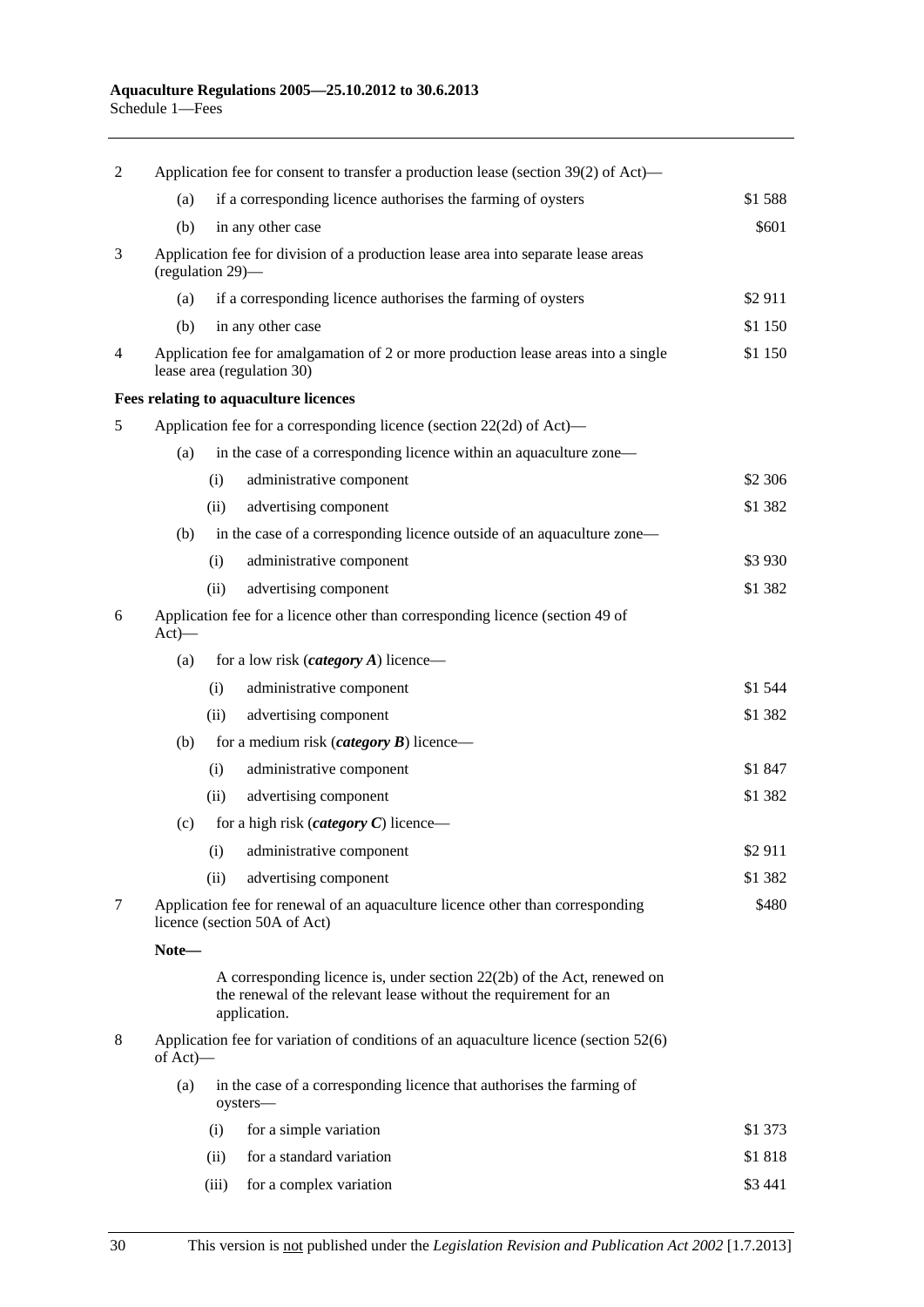| | | | |
|---|---|---|---|
| 2 | Application fee for consent to transfer a production lease (section 39(2) of Act)— | | |
| | (a) | if a corresponding licence authorises the farming of oysters | $1 588 |
| | (b) | in any other case | $601 |
| 3 | Application fee for division of a production lease area into separate lease areas (regulation 29)— | | |
| | (a) | if a corresponding licence authorises the farming of oysters | $2 911 |
| | (b) | in any other case | $1 150 |
| 4 | Application fee for amalgamation of 2 or more production lease areas into a single lease area (regulation 30) | | $1 150 |

**Fees relating to aquaculture licences**

| | | | | |
|---|---|---|---|---|
| 5 | Application fee for a corresponding licence (section 22(2d) of Act)— | | | |
| | (a) | in the case of a corresponding licence within an aquaculture zone— | | |
| | | (i) | administrative component | $2 306 |
| | | (ii) | advertising component | $1 382 |
| | (b) | in the case of a corresponding licence outside of an aquaculture zone— | | |
| | | (i) | administrative component | $3 930 |
| | | (ii) | advertising component | $1 382 |
| 6 | Application fee for a licence other than corresponding licence (section 49 of Act)— | | | |
| | (a) | for a low risk (***category A***) licence— | | |
| | | (i) | administrative component | $1 544 |
| | | (ii) | advertising component | $1 382 |
| | (b) | for a medium risk (***category B***) licence— | | |
| | | (i) | administrative component | $1 847 |
| | | (ii) | advertising component | $1 382 |
| | (c) | for a high risk (***category C***) licence— | | |
| | | (i) | administrative component | $2 911 |
| | | (ii) | advertising component | $1 382 |
| 7 | Application fee for renewal of an aquaculture licence other than corresponding licence (section 50A of Act) | | | $480 |

**Note—**

A corresponding licence is, under section 22(2b) of the Act, renewed on the renewal of the relevant lease without the requirement for an application.

| | | | | |
|---|---|---|---|---|
| 8 | Application fee for variation of conditions of an aquaculture licence (section 52(6) of Act)— | | | |
| | (a) | in the case of a corresponding licence that authorises the farming of oysters— | | |
| | | (i) | for a simple variation | $1 373 |
| | | (ii) | for a standard variation | $1 818 |
| | | (iii) | for a complex variation | $3 441 |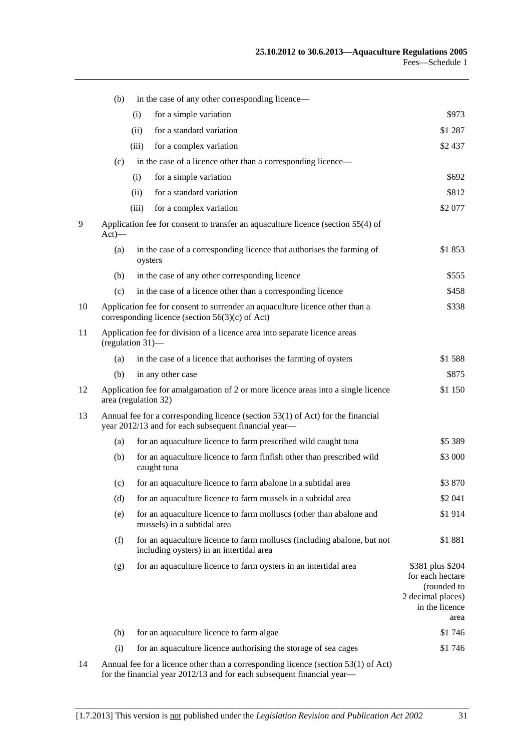| | | | |
|---|---|---|---|
| | (b) | in the case of any other corresponding licence— | |
| | | (i) for a simple variation | $973 |
| | | (ii) for a standard variation | $1 287 |
| | | (iii) for a complex variation | $2 437 |
| | (c) | in the case of a licence other than a corresponding licence— | |
| | | (i) for a simple variation | $692 |
| | | (ii) for a standard variation | $812 |
| | | (iii) for a complex variation | $2 077 |
| 9 | Application fee for consent to transfer an aquaculture licence (section 55(4) of Act)— | | |
| | (a) | in the case of a corresponding licence that authorises the farming of oysters | $1 853 |
| | (b) | in the case of any other corresponding licence | $555 |
| | (c) | in the case of a licence other than a corresponding licence | $458 |
| 10 | Application fee for consent to surrender an aquaculture licence other than a corresponding licence (section 56(3)(c) of Act) | | $338 |
| 11 | Application fee for division of a licence area into separate licence areas (regulation 31)— | | |
| | (a) | in the case of a licence that authorises the farming of oysters | $1 588 |
| | (b) | in any other case | $875 |
| 12 | Application fee for amalgamation of 2 or more licence areas into a single licence area (regulation 32) | | $1 150 |
| 13 | Annual fee for a corresponding licence (section 53(1) of Act) for the financial year 2012/13 and for each subsequent financial year— | | |
| | (a) | for an aquaculture licence to farm prescribed wild caught tuna | $5 389 |
| | (b) | for an aquaculture licence to farm finfish other than prescribed wild caught tuna | $3 000 |
| | (c) | for an aquaculture licence to farm abalone in a subtidal area | $3 870 |
| | (d) | for an aquaculture licence to farm mussels in a subtidal area | $2 041 |
| | (e) | for an aquaculture licence to farm molluscs (other than abalone and mussels) in a subtidal area | $1 914 |
| | (f) | for an aquaculture licence to farm molluscs (including abalone, but not including oysters) in an intertidal area | $1 881 |
| | (g) | for an aquaculture licence to farm oysters in an intertidal area | $381 plus $204 for each hectare (rounded to 2 decimal places) in the licence area |
| | (h) | for an aquaculture licence to farm algae | $1 746 |
| | (i) | for an aquaculture licence authorising the storage of sea cages | $1 746 |
| 14 | Annual fee for a licence other than a corresponding licence (section 53(1) of Act) for the financial year 2012/13 and for each subsequent financial year— | | |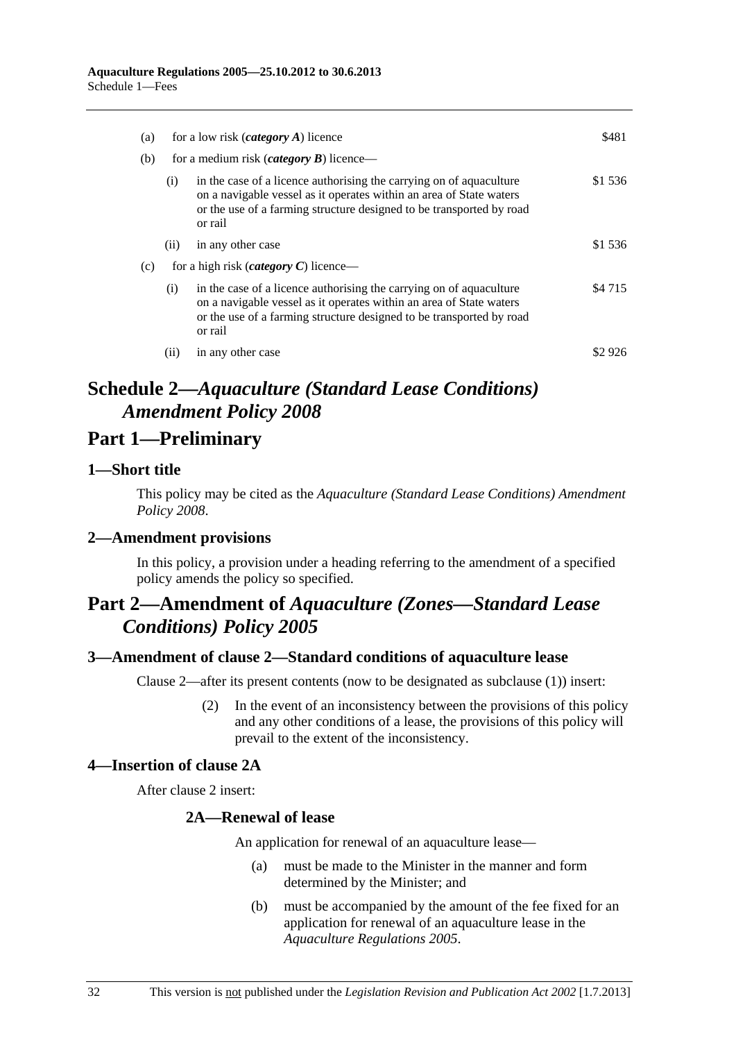| | | | |
|---|---|---|---|
| (a) | for a low risk (***category A***) licence | | \$481 |
| (b) | for a medium risk (***category B***) licence— | | |
| | (i) | in the case of a licence authorising the carrying on of aquaculture on a navigable vessel as it operates within an area of State waters or the use of a farming structure designed to be transported by road or rail | \$1 536 |
| | (ii) | in any other case | \$1 536 |
| (c) | for a high risk (***category C***) licence— | | |
| | (i) | in the case of a licence authorising the carrying on of aquaculture on a navigable vessel as it operates within an area of State waters or the use of a farming structure designed to be transported by road or rail | \$4 715 |
| | (ii) | in any other case | \$2 926 |

# Schedule 2—*Aquaculture (Standard Lease Conditions) Amendment Policy 2008*

## Part 1—Preliminary

### 1—Short title

This policy may be cited as the *Aquaculture (Standard Lease Conditions) Amendment Policy 2008*.

### 2—Amendment provisions

In this policy, a provision under a heading referring to the amendment of a specified policy amends the policy so specified.

## Part 2—Amendment of *Aquaculture (Zones—Standard Lease Conditions) Policy 2005*

### 3—Amendment of clause 2—Standard conditions of aquaculture lease

Clause 2—after its present contents (now to be designated as subclause (1)) insert:

> (2) In the event of an inconsistency between the provisions of this policy and any other conditions of a lease, the provisions of this policy will prevail to the extent of the inconsistency.

### 4—Insertion of clause 2A

After clause 2 insert:

> #### 2A—Renewal of lease
>
> An application for renewal of an aquaculture lease—
>
> (a) must be made to the Minister in the manner and form determined by the Minister; and
>
> (b) must be accompanied by the amount of the fee fixed for an application for renewal of an aquaculture lease in the *Aquaculture Regulations 2005*.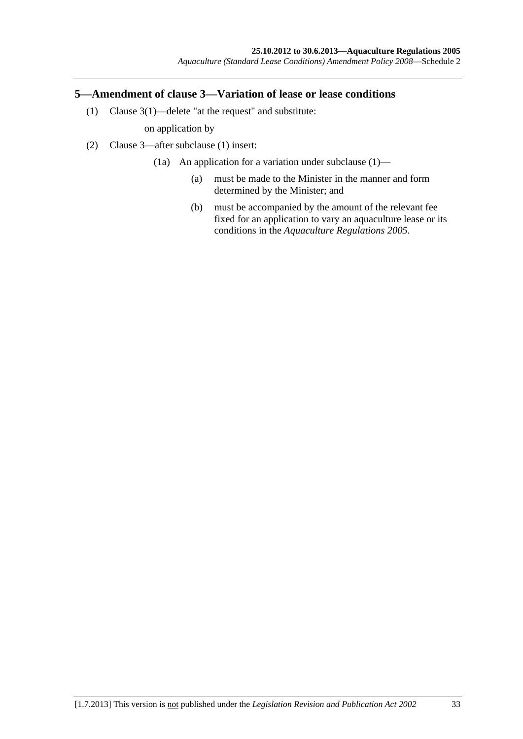## 5—Amendment of clause 3—Variation of lease or lease conditions

(1) Clause 3(1)—delete "at the request" and substitute:

on application by

(2) Clause 3—after subclause (1) insert:

(1a) An application for a variation under subclause (1)—

(a) must be made to the Minister in the manner and form determined by the Minister; and

(b) must be accompanied by the amount of the relevant fee fixed for an application to vary an aquaculture lease or its conditions in the *Aquaculture Regulations 2005*.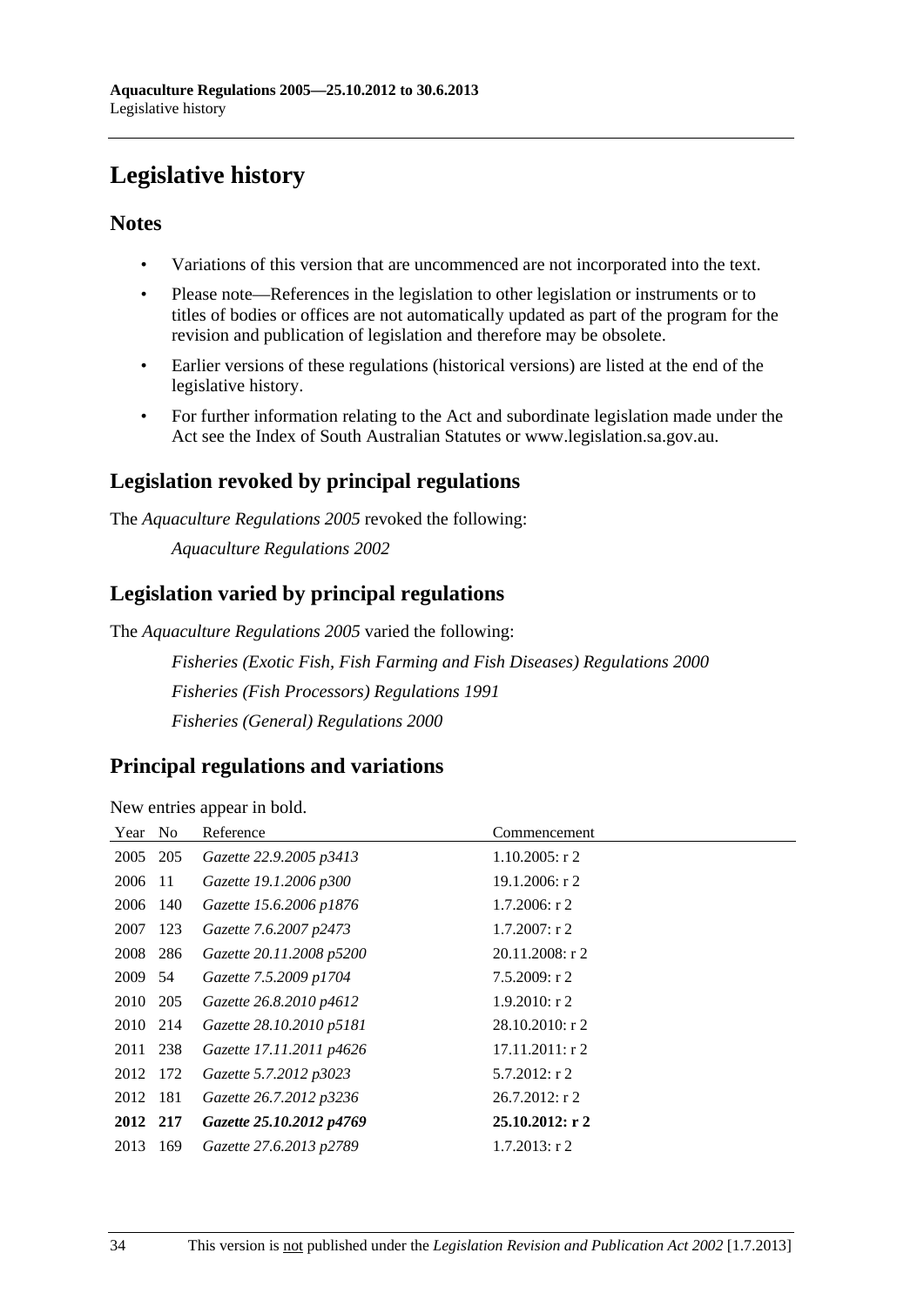# Legislative history

## Notes

- Variations of this version that are uncommenced are not incorporated into the text.
- Please note—References in the legislation to other legislation or instruments or to titles of bodies or offices are not automatically updated as part of the program for the revision and publication of legislation and therefore may be obsolete.
- Earlier versions of these regulations (historical versions) are listed at the end of the legislative history.
- For further information relating to the Act and subordinate legislation made under the Act see the Index of South Australian Statutes or www.legislation.sa.gov.au.

## Legislation revoked by principal regulations

The *Aquaculture Regulations 2005* revoked the following:

*Aquaculture Regulations 2002*

## Legislation varied by principal regulations

The *Aquaculture Regulations 2005* varied the following:

*Fisheries (Exotic Fish, Fish Farming and Fish Diseases) Regulations 2000*

*Fisheries (Fish Processors) Regulations 1991*

*Fisheries (General) Regulations 2000*

## Principal regulations and variations

New entries appear in bold.

| Year | No | Reference | Commencement |
|---|---|---|---|
| 2005 | 205 | *Gazette 22.9.2005 p3413* | 1.10.2005: r 2 |
| 2006 | 11 | *Gazette 19.1.2006 p300* | 19.1.2006: r 2 |
| 2006 | 140 | *Gazette 15.6.2006 p1876* | 1.7.2006: r 2 |
| 2007 | 123 | *Gazette 7.6.2007 p2473* | 1.7.2007: r 2 |
| 2008 | 286 | *Gazette 20.11.2008 p5200* | 20.11.2008: r 2 |
| 2009 | 54 | *Gazette 7.5.2009 p1704* | 7.5.2009: r 2 |
| 2010 | 205 | *Gazette 26.8.2010 p4612* | 1.9.2010: r 2 |
| 2010 | 214 | *Gazette 28.10.2010 p5181* | 28.10.2010: r 2 |
| 2011 | 238 | *Gazette 17.11.2011 p4626* | 17.11.2011: r 2 |
| 2012 | 172 | *Gazette 5.7.2012 p3023* | 5.7.2012: r 2 |
| 2012 | 181 | *Gazette 26.7.2012 p3236* | 26.7.2012: r 2 |
| **2012** | **217** | ***Gazette 25.10.2012 p4769*** | **25.10.2012: r 2** |
| 2013 | 169 | *Gazette 27.6.2013 p2789* | 1.7.2013: r 2 |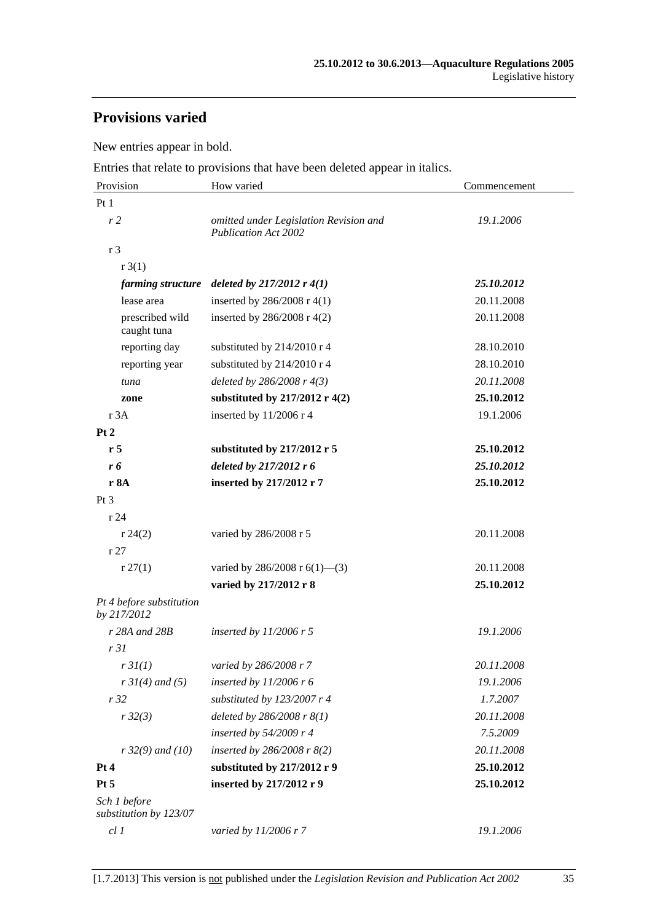## Provisions varied

New entries appear in bold.

Entries that relate to provisions that have been deleted appear in italics.

| Provision | How varied | Commencement |
|---|---|---|
| Pt 1 | | |
| *r 2* | *omitted under Legislation Revision and Publication Act 2002* | *19.1.2006* |
| r 3 | | |
| r 3(1) | | |
| ***farming structure*** | ***deleted by 217/2012 r 4(1)*** | ***25.10.2012*** |
| lease area | inserted by 286/2008 r 4(1) | 20.11.2008 |
| prescribed wild caught tuna | inserted by 286/2008 r 4(2) | 20.11.2008 |
| reporting day | substituted by 214/2010 r 4 | 28.10.2010 |
| reporting year | substituted by 214/2010 r 4 | 28.10.2010 |
| *tuna* | *deleted by 286/2008 r 4(3)* | *20.11.2008* |
| **zone** | **substituted by 217/2012 r 4(2)** | **25.10.2012** |
| r 3A | inserted by 11/2006 r 4 | 19.1.2006 |
| **Pt 2** | | |
| **r 5** | **substituted by 217/2012 r 5** | **25.10.2012** |
| ***r 6*** | ***deleted by 217/2012 r 6*** | ***25.10.2012*** |
| **r 8A** | **inserted by 217/2012 r 7** | **25.10.2012** |
| Pt 3 | | |
| r 24 | | |
| r 24(2) | varied by 286/2008 r 5 | 20.11.2008 |
| r 27 | | |
| r 27(1) | varied by 286/2008 r 6(1)—(3) | 20.11.2008 |
| | **varied by 217/2012 r 8** | **25.10.2012** |
| *Pt 4 before substitution by 217/2012* | | |
| *r 28A and 28B* | *inserted by 11/2006 r 5* | *19.1.2006* |
| *r 31* | | |
| *r 31(1)* | *varied by 286/2008 r 7* | *20.11.2008* |
| *r 31(4) and (5)* | *inserted by 11/2006 r 6* | *19.1.2006* |
| *r 32* | *substituted by 123/2007 r 4* | *1.7.2007* |
| *r 32(3)* | *deleted by 286/2008 r 8(1)* | *20.11.2008* |
| | *inserted by 54/2009 r 4* | *7.5.2009* |
| *r 32(9) and (10)* | *inserted by 286/2008 r 8(2)* | *20.11.2008* |
| **Pt 4** | **substituted by 217/2012 r 9** | **25.10.2012** |
| **Pt 5** | **inserted by 217/2012 r 9** | **25.10.2012** |
| *Sch 1 before substitution by 123/07* | | |
| *cl 1* | *varied by 11/2006 r 7* | *19.1.2006* |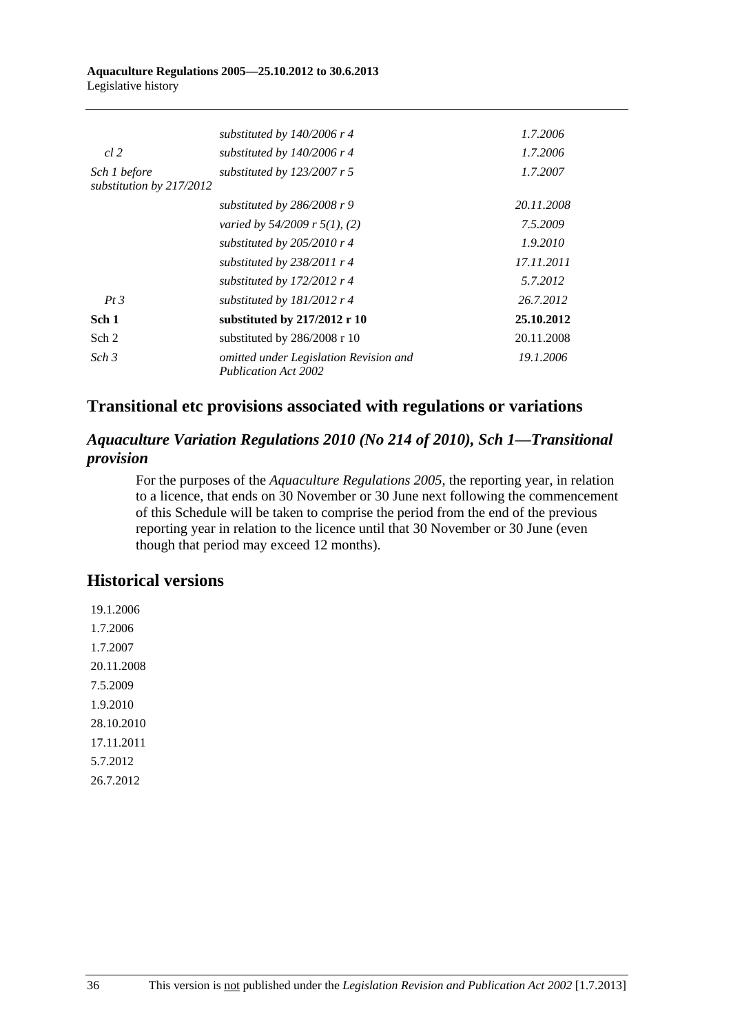| | | |
|---|---|---|
| | *substituted by 140/2006 r 4* | *1.7.2006* |
| *cl 2* | *substituted by 140/2006 r 4* | *1.7.2006* |
| *Sch 1 before substitution by 217/2012* | *substituted by 123/2007 r 5* | *1.7.2007* |
| | *substituted by 286/2008 r 9* | *20.11.2008* |
| | *varied by 54/2009 r 5(1), (2)* | *7.5.2009* |
| | *substituted by 205/2010 r 4* | *1.9.2010* |
| | *substituted by 238/2011 r 4* | *17.11.2011* |
| | *substituted by 172/2012 r 4* | *5.7.2012* |
| *Pt 3* | *substituted by 181/2012 r 4* | *26.7.2012* |
| **Sch 1** | **substituted by 217/2012 r 10** | **25.10.2012** |
| Sch 2 | substituted by 286/2008 r 10 | 20.11.2008 |
| *Sch 3* | *omitted under Legislation Revision and Publication Act 2002* | *19.1.2006* |

## Transitional etc provisions associated with regulations or variations

### *Aquaculture Variation Regulations 2010 (No 214 of 2010), Sch 1—Transitional provision*

For the purposes of the *Aquaculture Regulations 2005*, the reporting year, in relation to a licence, that ends on 30 November or 30 June next following the commencement of this Schedule will be taken to comprise the period from the end of the previous reporting year in relation to the licence until that 30 November or 30 June (even though that period may exceed 12 months).

## Historical versions

19.1.2006
1.7.2006
1.7.2007
20.11.2008
7.5.2009
1.9.2010
28.10.2010
17.11.2011
5.7.2012
26.7.2012